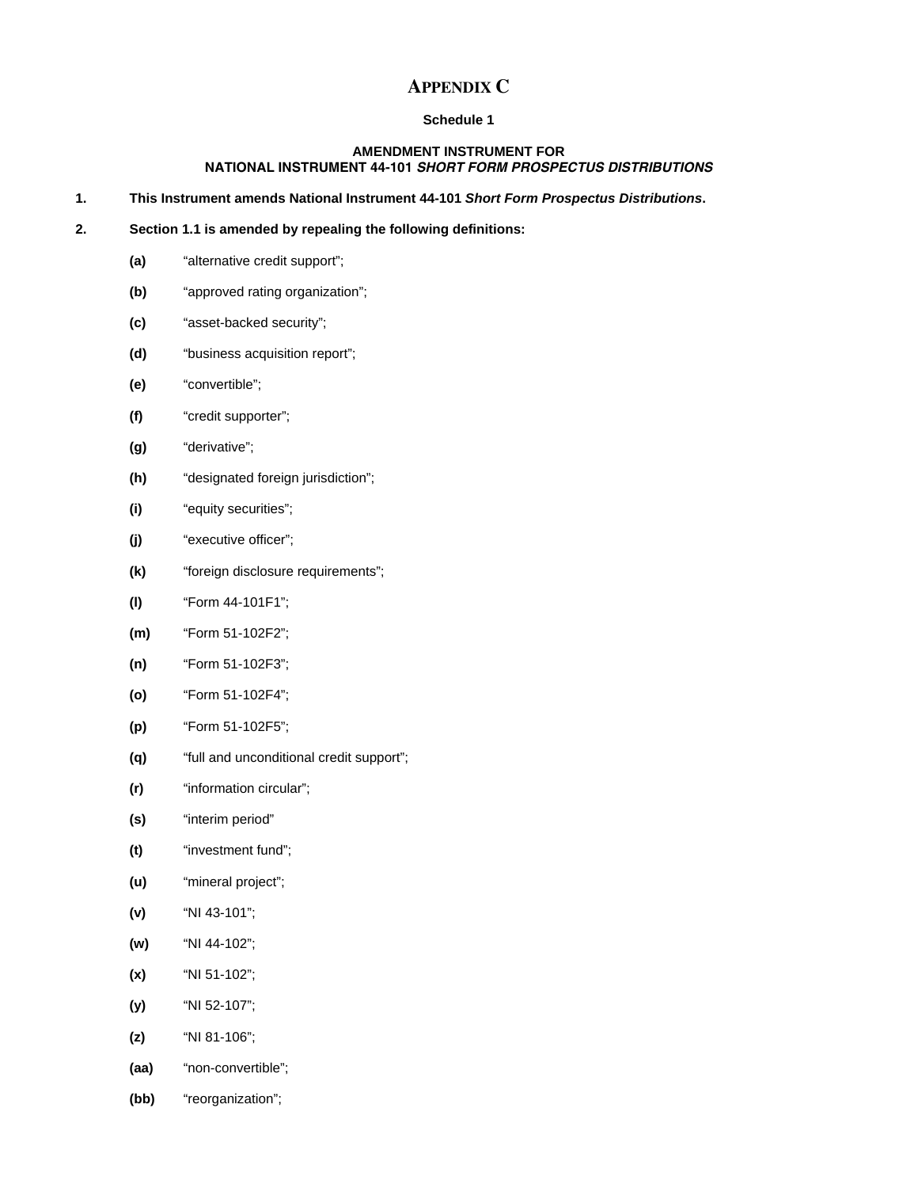# APPENDIX C

**Schedule 1**

**AMENDMENT INSTRUMENT FOR**
**NATIONAL INSTRUMENT 44-101 *SHORT FORM PROSPECTUS DISTRIBUTIONS***

**1.** **This Instrument amends National Instrument 44-101 *Short Form Prospectus Distributions*.**

**2.** **Section 1.1 is amended by repealing the following definitions:**

- **(a)** “alternative credit support”;
- **(b)** “approved rating organization”;
- **(c)** “asset-backed security”;
- **(d)** “business acquisition report”;
- **(e)** “convertible”;
- **(f)** “credit supporter”;
- **(g)** “derivative”;
- **(h)** “designated foreign jurisdiction”;
- **(i)** “equity securities”;
- **(j)** “executive officer”;
- **(k)** “foreign disclosure requirements”;
- **(l)** “Form 44-101F1”;
- **(m)** “Form 51-102F2”;
- **(n)** “Form 51-102F3”;
- **(o)** “Form 51-102F4”;
- **(p)** “Form 51-102F5”;
- **(q)** “full and unconditional credit support”;
- **(r)** “information circular”;
- **(s)** “interim period”
- **(t)** “investment fund”;
- **(u)** “mineral project”;
- **(v)** “NI 43-101”;
- **(w)** “NI 44-102”;
- **(x)** “NI 51-102”;
- **(y)** “NI 52-107”;
- **(z)** “NI 81-106”;
- **(aa)** “non-convertible”;
- **(bb)** “reorganization”;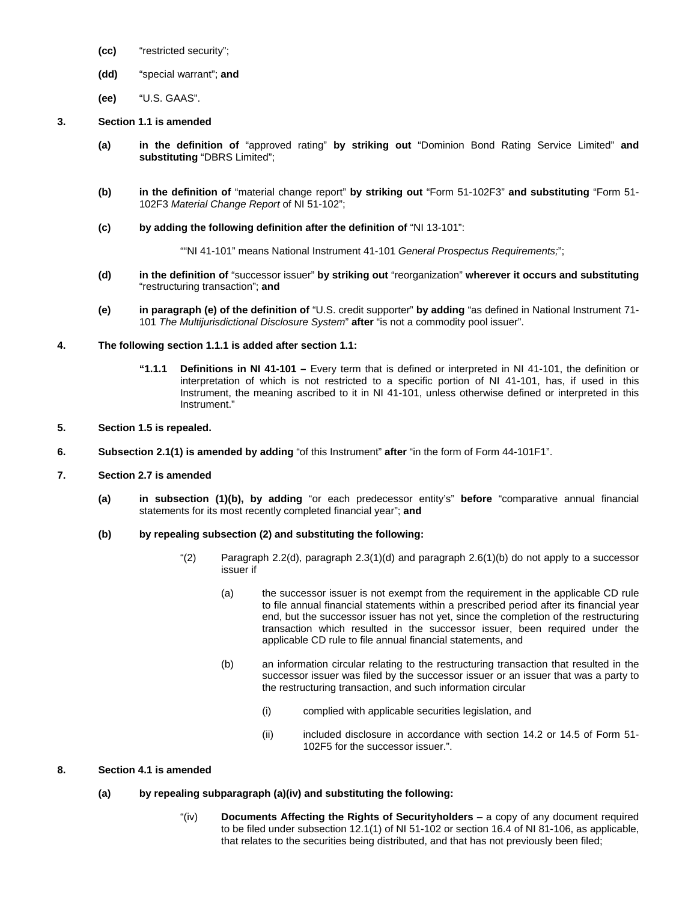**(cc)** “restricted security”;

**(dd)** “special warrant”; **and**

**(ee)** “U.S. GAAS”.

**3. Section 1.1 is amended**

**(a) in the definition of** “approved rating” **by striking out** “Dominion Bond Rating Service Limited” **and substituting** “DBRS Limited”;

**(b) in the definition of** “material change report” **by striking out** “Form 51-102F3” **and substituting** “Form 51-102F3 *Material Change Report* of NI 51-102”;

**(c) by adding the following definition after the definition of** “NI 13-101”:

““NI 41-101” means National Instrument 41-101 *General Prospectus Requirements;*”;

**(d) in the definition of** “successor issuer” **by striking out** “reorganization” **wherever it occurs and substituting** “restructuring transaction”; **and**

**(e) in paragraph (e) of the definition of** “U.S. credit supporter” **by adding** “as defined in National Instrument 71-101 *The Multijurisdictional Disclosure System*” **after** “is not a commodity pool issuer”.

**4. The following section 1.1.1 is added after section 1.1:**

**“1.1.1 Definitions in NI 41-101 –** Every term that is defined or interpreted in NI 41-101, the definition or interpretation of which is not restricted to a specific portion of NI 41-101, has, if used in this Instrument, the meaning ascribed to it in NI 41-101, unless otherwise defined or interpreted in this Instrument.”

**5. Section 1.5 is repealed.**

**6. Subsection 2.1(1) is amended by adding** “of this Instrument” **after** “in the form of Form 44-101F1”.

**7. Section 2.7 is amended**

**(a) in subsection (1)(b), by adding** “or each predecessor entity’s” **before** “comparative annual financial statements for its most recently completed financial year”; **and**

**(b) by repealing subsection (2) and substituting the following:**

“(2) Paragraph 2.2(d), paragraph 2.3(1)(d) and paragraph 2.6(1)(b) do not apply to a successor issuer if

(a) the successor issuer is not exempt from the requirement in the applicable CD rule to file annual financial statements within a prescribed period after its financial year end, but the successor issuer has not yet, since the completion of the restructuring transaction which resulted in the successor issuer, been required under the applicable CD rule to file annual financial statements, and

(b) an information circular relating to the restructuring transaction that resulted in the successor issuer was filed by the successor issuer or an issuer that was a party to the restructuring transaction, and such information circular

(i) complied with applicable securities legislation, and

(ii) included disclosure in accordance with section 14.2 or 14.5 of Form 51-102F5 for the successor issuer.”.

**8. Section 4.1 is amended**

**(a) by repealing subparagraph (a)(iv) and substituting the following:**

“(iv) **Documents Affecting the Rights of Securityholders** – a copy of any document required to be filed under subsection 12.1(1) of NI 51-102 or section 16.4 of NI 81-106, as applicable, that relates to the securities being distributed, and that has not previously been filed;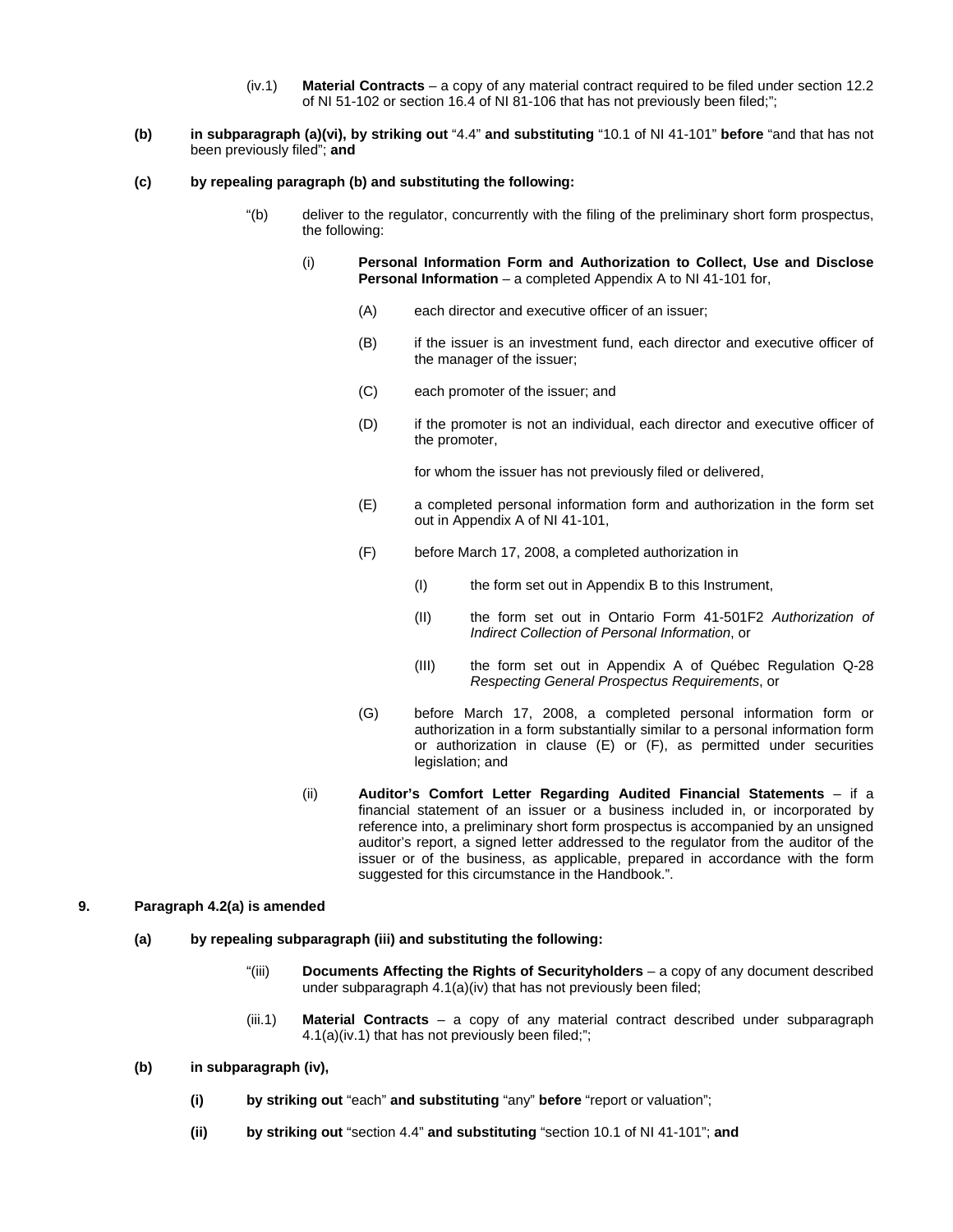(iv.1) **Material Contracts** – a copy of any material contract required to be filed under section 12.2 of NI 51-102 or section 16.4 of NI 81-106 that has not previously been filed;";

**(b) in subparagraph (a)(vi), by striking out** "4.4" **and substituting** "10.1 of NI 41-101" **before** "and that has not been previously filed"; **and**

**(c) by repealing paragraph (b) and substituting the following:**

"(b) deliver to the regulator, concurrently with the filing of the preliminary short form prospectus, the following:

(i) **Personal Information Form and Authorization to Collect, Use and Disclose Personal Information** – a completed Appendix A to NI 41-101 for,

(A) each director and executive officer of an issuer;

(B) if the issuer is an investment fund, each director and executive officer of the manager of the issuer;

(C) each promoter of the issuer; and

(D) if the promoter is not an individual, each director and executive officer of the promoter,

for whom the issuer has not previously filed or delivered,

(E) a completed personal information form and authorization in the form set out in Appendix A of NI 41-101,

(F) before March 17, 2008, a completed authorization in

(I) the form set out in Appendix B to this Instrument,

(II) the form set out in Ontario Form 41-501F2 *Authorization of Indirect Collection of Personal Information*, or

(III) the form set out in Appendix A of Québec Regulation Q-28 *Respecting General Prospectus Requirements*, or

(G) before March 17, 2008, a completed personal information form or authorization in a form substantially similar to a personal information form or authorization in clause (E) or (F), as permitted under securities legislation; and

(ii) **Auditor's Comfort Letter Regarding Audited Financial Statements** – if a financial statement of an issuer or a business included in, or incorporated by reference into, a preliminary short form prospectus is accompanied by an unsigned auditor's report, a signed letter addressed to the regulator from the auditor of the issuer or of the business, as applicable, prepared in accordance with the form suggested for this circumstance in the Handbook.".

**9. Paragraph 4.2(a) is amended**

**(a) by repealing subparagraph (iii) and substituting the following:**

"(iii) **Documents Affecting the Rights of Securityholders** – a copy of any document described under subparagraph 4.1(a)(iv) that has not previously been filed;

(iii.1) **Material Contracts** – a copy of any material contract described under subparagraph 4.1(a)(iv.1) that has not previously been filed;";

**(b) in subparagraph (iv),**

**(i) by striking out** "each" **and substituting** "any" **before** "report or valuation";

**(ii) by striking out** "section 4.4" **and substituting** "section 10.1 of NI 41-101"; **and**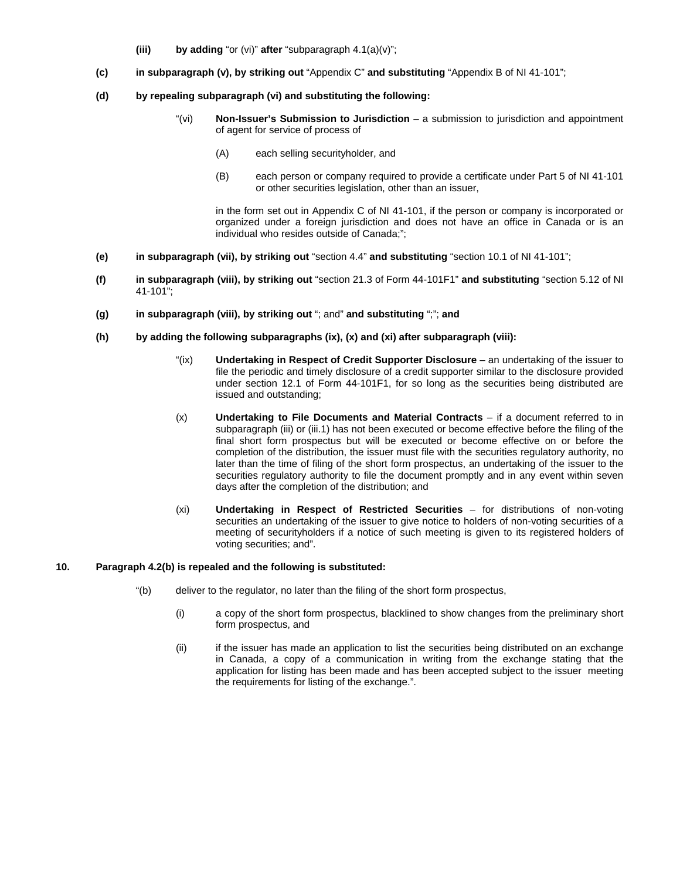**(iii)** **by adding** "or (vi)" **after** "subparagraph 4.1(a)(v)";

**(c)** **in subparagraph (v), by striking out** "Appendix C" **and substituting** "Appendix B of NI 41-101";

**(d)** **by repealing subparagraph (vi) and substituting the following:**

"(vi) **Non-Issuer's Submission to Jurisdiction** – a submission to jurisdiction and appointment of agent for service of process of

(A) each selling securityholder, and

(B) each person or company required to provide a certificate under Part 5 of NI 41-101 or other securities legislation, other than an issuer,

in the form set out in Appendix C of NI 41-101, if the person or company is incorporated or organized under a foreign jurisdiction and does not have an office in Canada or is an individual who resides outside of Canada;";

**(e)** **in subparagraph (vii), by striking out** "section 4.4" **and substituting** "section 10.1 of NI 41-101";

**(f)** **in subparagraph (viii), by striking out** "section 21.3 of Form 44-101F1" **and substituting** "section 5.12 of NI 41-101";

**(g)** **in subparagraph (viii), by striking out** "; and" **and substituting** ";"; **and**

**(h)** **by adding the following subparagraphs (ix), (x) and (xi) after subparagraph (viii):**

"(ix) **Undertaking in Respect of Credit Supporter Disclosure** – an undertaking of the issuer to file the periodic and timely disclosure of a credit supporter similar to the disclosure provided under section 12.1 of Form 44-101F1, for so long as the securities being distributed are issued and outstanding;

(x) **Undertaking to File Documents and Material Contracts** – if a document referred to in subparagraph (iii) or (iii.1) has not been executed or become effective before the filing of the final short form prospectus but will be executed or become effective on or before the completion of the distribution, the issuer must file with the securities regulatory authority, no later than the time of filing of the short form prospectus, an undertaking of the issuer to the securities regulatory authority to file the document promptly and in any event within seven days after the completion of the distribution; and

(xi) **Undertaking in Respect of Restricted Securities** – for distributions of non-voting securities an undertaking of the issuer to give notice to holders of non-voting securities of a meeting of securityholders if a notice of such meeting is given to its registered holders of voting securities; and".

**10.** **Paragraph 4.2(b) is repealed and the following is substituted:**

"(b) deliver to the regulator, no later than the filing of the short form prospectus,

(i) a copy of the short form prospectus, blacklined to show changes from the preliminary short form prospectus, and

(ii) if the issuer has made an application to list the securities being distributed on an exchange in Canada, a copy of a communication in writing from the exchange stating that the application for listing has been made and has been accepted subject to the issuer meeting the requirements for listing of the exchange.".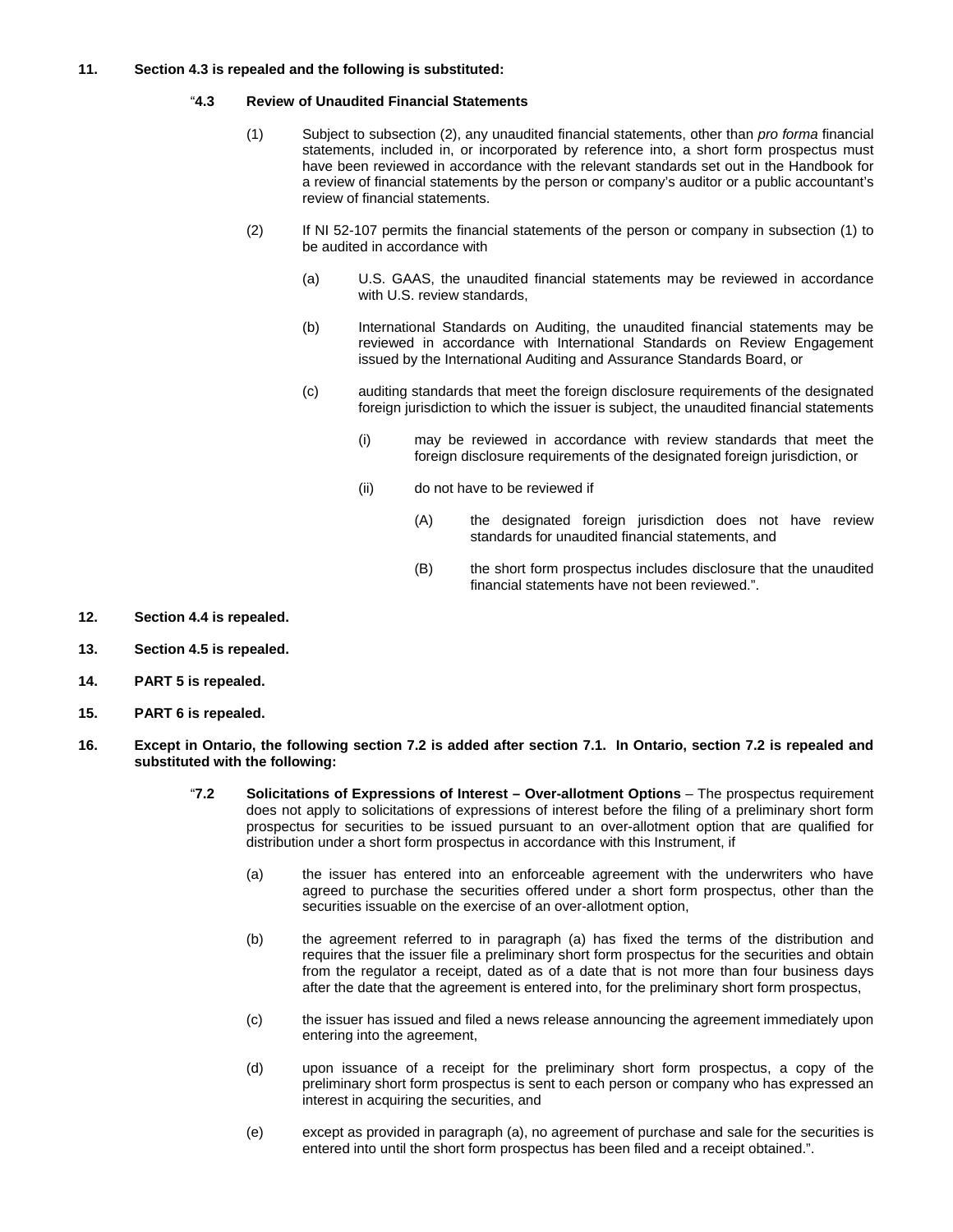**11. Section 4.3 is repealed and the following is substituted:**

"**4.3 Review of Unaudited Financial Statements**

(1) Subject to subsection (2), any unaudited financial statements, other than *pro forma* financial statements, included in, or incorporated by reference into, a short form prospectus must have been reviewed in accordance with the relevant standards set out in the Handbook for a review of financial statements by the person or company's auditor or a public accountant's review of financial statements.

(2) If NI 52-107 permits the financial statements of the person or company in subsection (1) to be audited in accordance with

(a) U.S. GAAS, the unaudited financial statements may be reviewed in accordance with U.S. review standards,

(b) International Standards on Auditing, the unaudited financial statements may be reviewed in accordance with International Standards on Review Engagement issued by the International Auditing and Assurance Standards Board, or

(c) auditing standards that meet the foreign disclosure requirements of the designated foreign jurisdiction to which the issuer is subject, the unaudited financial statements

(i) may be reviewed in accordance with review standards that meet the foreign disclosure requirements of the designated foreign jurisdiction, or

(ii) do not have to be reviewed if

(A) the designated foreign jurisdiction does not have review standards for unaudited financial statements, and

(B) the short form prospectus includes disclosure that the unaudited financial statements have not been reviewed.".

**12. Section 4.4 is repealed.**

**13. Section 4.5 is repealed.**

**14. PART 5 is repealed.**

**15. PART 6 is repealed.**

**16. Except in Ontario, the following section 7.2 is added after section 7.1. In Ontario, section 7.2 is repealed and substituted with the following:**

"**7.2 Solicitations of Expressions of Interest – Over-allotment Options** – The prospectus requirement does not apply to solicitations of expressions of interest before the filing of a preliminary short form prospectus for securities to be issued pursuant to an over-allotment option that are qualified for distribution under a short form prospectus in accordance with this Instrument, if

(a) the issuer has entered into an enforceable agreement with the underwriters who have agreed to purchase the securities offered under a short form prospectus, other than the securities issuable on the exercise of an over-allotment option,

(b) the agreement referred to in paragraph (a) has fixed the terms of the distribution and requires that the issuer file a preliminary short form prospectus for the securities and obtain from the regulator a receipt, dated as of a date that is not more than four business days after the date that the agreement is entered into, for the preliminary short form prospectus,

(c) the issuer has issued and filed a news release announcing the agreement immediately upon entering into the agreement,

(d) upon issuance of a receipt for the preliminary short form prospectus, a copy of the preliminary short form prospectus is sent to each person or company who has expressed an interest in acquiring the securities, and

(e) except as provided in paragraph (a), no agreement of purchase and sale for the securities is entered into until the short form prospectus has been filed and a receipt obtained.".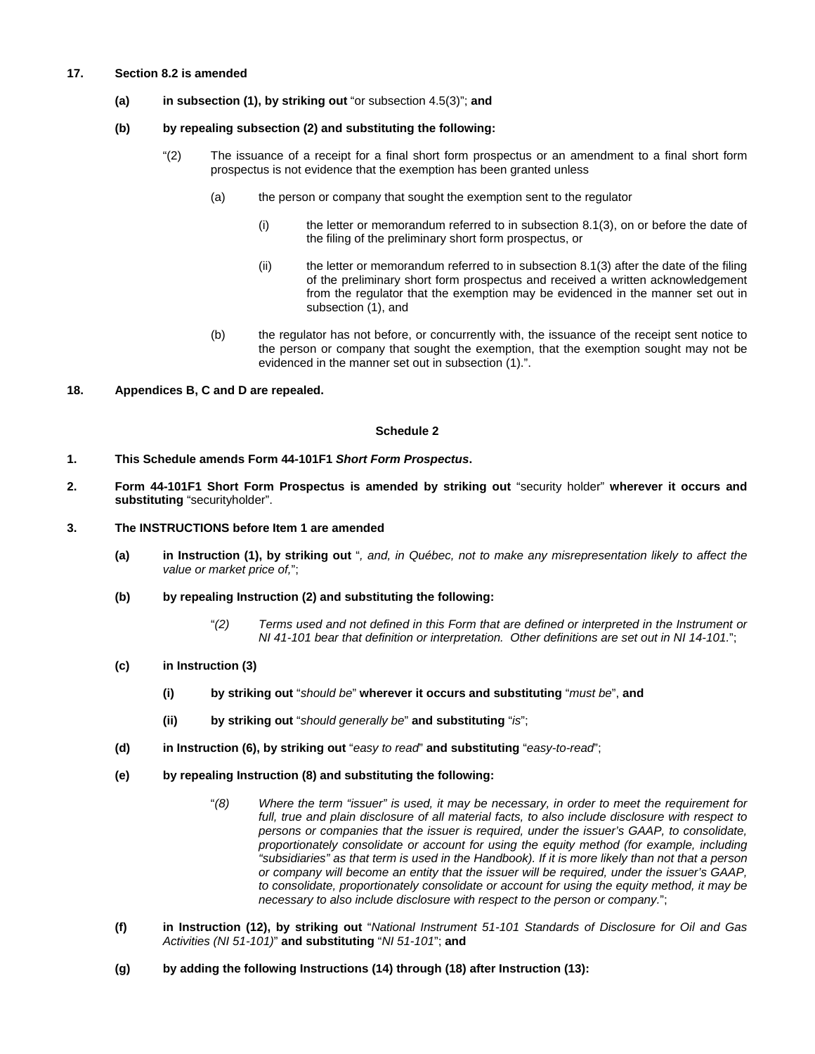**17. Section 8.2 is amended**

**(a) in subsection (1), by striking out** "or subsection 4.5(3)"; **and**

**(b) by repealing subsection (2) and substituting the following:**

"(2) The issuance of a receipt for a final short form prospectus or an amendment to a final short form prospectus is not evidence that the exemption has been granted unless

(a) the person or company that sought the exemption sent to the regulator

(i) the letter or memorandum referred to in subsection 8.1(3), on or before the date of the filing of the preliminary short form prospectus, or

(ii) the letter or memorandum referred to in subsection 8.1(3) after the date of the filing of the preliminary short form prospectus and received a written acknowledgement from the regulator that the exemption may be evidenced in the manner set out in subsection (1), and

(b) the regulator has not before, or concurrently with, the issuance of the receipt sent notice to the person or company that sought the exemption, that the exemption sought may not be evidenced in the manner set out in subsection (1).".

**18. Appendices B, C and D are repealed.**

**Schedule 2**

**1. This Schedule amends Form 44-101F1 *Short Form Prospectus*.**

**2. Form 44-101F1 Short Form Prospectus is amended by striking out** "security holder" **wherever it occurs and substituting** "securityholder".

**3. The INSTRUCTIONS before Item 1 are amended**

**(a) in Instruction (1), by striking out** "*, and, in Québec, not to make any misrepresentation likely to affect the value or market price of,*";

**(b) by repealing Instruction (2) and substituting the following:**

"*(2) Terms used and not defined in this Form that are defined or interpreted in the Instrument or NI 41-101 bear that definition or interpretation. Other definitions are set out in NI 14-101.*";

**(c) in Instruction (3)**

**(i) by striking out** "*should be*" **wherever it occurs and substituting** "*must be*", **and**

**(ii) by striking out** "*should generally be*" **and substituting** "*is*";

**(d) in Instruction (6), by striking out** "*easy to read*" **and substituting** "*easy-to-read*";

**(e) by repealing Instruction (8) and substituting the following:**

"*(8) Where the term "issuer" is used, it may be necessary, in order to meet the requirement for full, true and plain disclosure of all material facts, to also include disclosure with respect to persons or companies that the issuer is required, under the issuer's GAAP, to consolidate, proportionately consolidate or account for using the equity method (for example, including "subsidiaries" as that term is used in the Handbook). If it is more likely than not that a person or company will become an entity that the issuer will be required, under the issuer's GAAP, to consolidate, proportionately consolidate or account for using the equity method, it may be necessary to also include disclosure with respect to the person or company.*";

**(f) in Instruction (12), by striking out** "*National Instrument 51-101 Standards of Disclosure for Oil and Gas Activities (NI 51-101)*" **and substituting** "*NI 51-101*"; **and**

**(g) by adding the following Instructions (14) through (18) after Instruction (13):**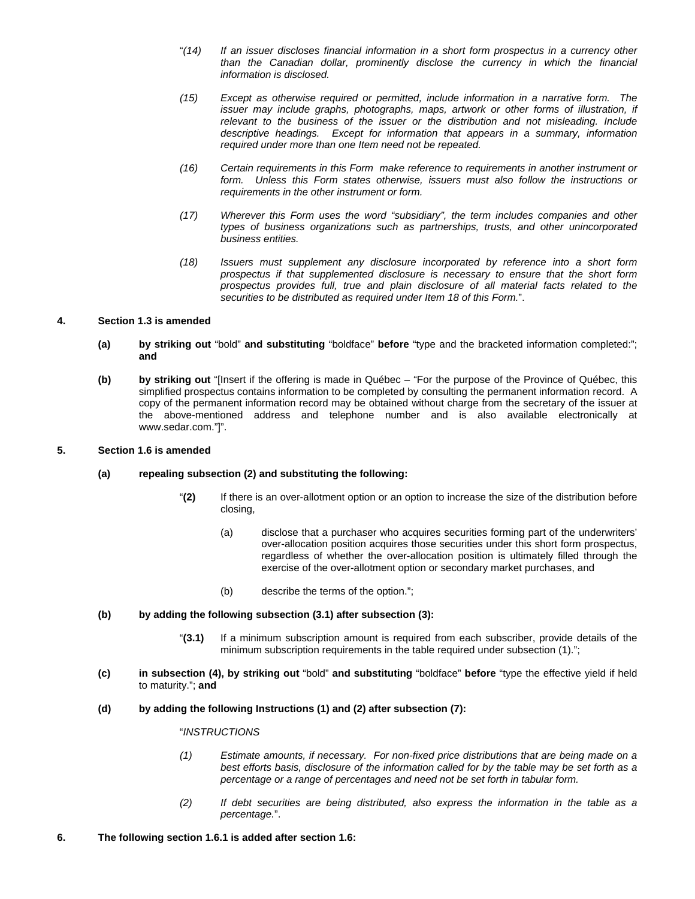"*(14) If an issuer discloses financial information in a short form prospectus in a currency other than the Canadian dollar, prominently disclose the currency in which the financial information is disclosed.*

*(15) Except as otherwise required or permitted, include information in a narrative form. The issuer may include graphs, photographs, maps, artwork or other forms of illustration, if relevant to the business of the issuer or the distribution and not misleading. Include descriptive headings. Except for information that appears in a summary, information required under more than one Item need not be repeated.*

*(16) Certain requirements in this Form make reference to requirements in another instrument or form. Unless this Form states otherwise, issuers must also follow the instructions or requirements in the other instrument or form.*

*(17) Wherever this Form uses the word "subsidiary", the term includes companies and other types of business organizations such as partnerships, trusts, and other unincorporated business entities.*

*(18) Issuers must supplement any disclosure incorporated by reference into a short form prospectus if that supplemented disclosure is necessary to ensure that the short form prospectus provides full, true and plain disclosure of all material facts related to the securities to be distributed as required under Item 18 of this Form.*".

**4. Section 1.3 is amended**

**(a) by striking out** "bold" **and substituting** "boldface" **before** "type and the bracketed information completed:"; **and**

**(b) by striking out** "[Insert if the offering is made in Québec – "For the purpose of the Province of Québec, this simplified prospectus contains information to be completed by consulting the permanent information record. A copy of the permanent information record may be obtained without charge from the secretary of the issuer at the above-mentioned address and telephone number and is also available electronically at www.sedar.com."]".

**5. Section 1.6 is amended**

**(a) repealing subsection (2) and substituting the following:**

"**(2)** If there is an over-allotment option or an option to increase the size of the distribution before closing,

(a) disclose that a purchaser who acquires securities forming part of the underwriters' over-allocation position acquires those securities under this short form prospectus, regardless of whether the over-allocation position is ultimately filled through the exercise of the over-allotment option or secondary market purchases, and

(b) describe the terms of the option.";

**(b) by adding the following subsection (3.1) after subsection (3):**

"**(3.1)** If a minimum subscription amount is required from each subscriber, provide details of the minimum subscription requirements in the table required under subsection (1).";

**(c) in subsection (4), by striking out** "bold" **and substituting** "boldface" **before** "type the effective yield if held to maturity."; **and**

**(d) by adding the following Instructions (1) and (2) after subsection (7):**

"*INSTRUCTIONS*

*(1) Estimate amounts, if necessary. For non-fixed price distributions that are being made on a best efforts basis, disclosure of the information called for by the table may be set forth as a percentage or a range of percentages and need not be set forth in tabular form.*

*(2) If debt securities are being distributed, also express the information in the table as a percentage.*".

**6. The following section 1.6.1 is added after section 1.6:**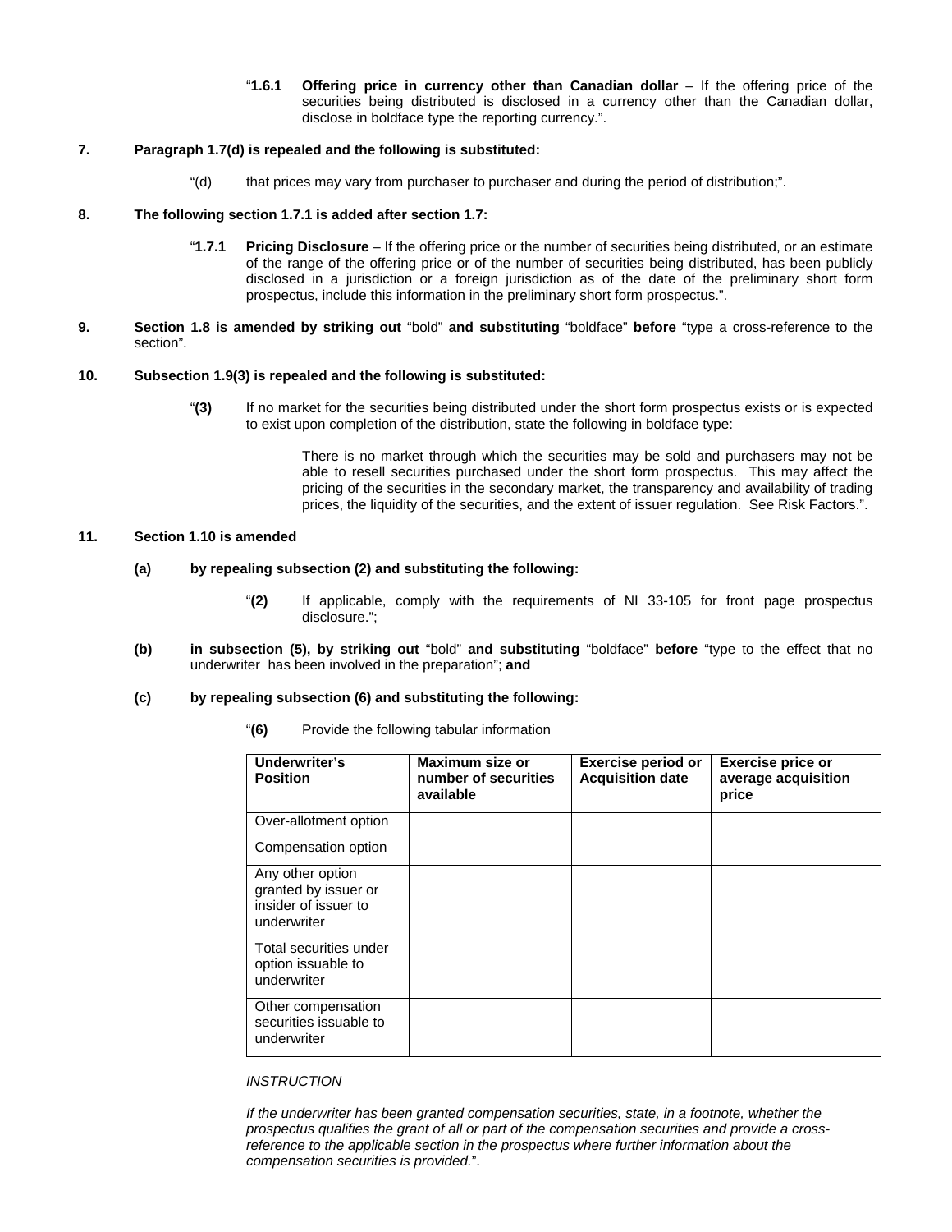"**1.6.1 Offering price in currency other than Canadian dollar** – If the offering price of the securities being distributed is disclosed in a currency other than the Canadian dollar, disclose in boldface type the reporting currency.".

**7. Paragraph 1.7(d) is repealed and the following is substituted:**

"(d) that prices may vary from purchaser to purchaser and during the period of distribution;".

**8. The following section 1.7.1 is added after section 1.7:**

"**1.7.1 Pricing Disclosure** – If the offering price or the number of securities being distributed, or an estimate of the range of the offering price or of the number of securities being distributed, has been publicly disclosed in a jurisdiction or a foreign jurisdiction as of the date of the preliminary short form prospectus, include this information in the preliminary short form prospectus.".

**9. Section 1.8 is amended by striking out** "bold" **and substituting** "boldface" **before** "type a cross-reference to the section".

**10. Subsection 1.9(3) is repealed and the following is substituted:**

"**(3)** If no market for the securities being distributed under the short form prospectus exists or is expected to exist upon completion of the distribution, state the following in boldface type:

There is no market through which the securities may be sold and purchasers may not be able to resell securities purchased under the short form prospectus. This may affect the pricing of the securities in the secondary market, the transparency and availability of trading prices, the liquidity of the securities, and the extent of issuer regulation. See Risk Factors.".

**11. Section 1.10 is amended**

**(a) by repealing subsection (2) and substituting the following:**

"**(2)** If applicable, comply with the requirements of NI 33-105 for front page prospectus disclosure.";

**(b) in subsection (5), by striking out** "bold" **and substituting** "boldface" **before** "type to the effect that no underwriter has been involved in the preparation"; **and**

**(c) by repealing subsection (6) and substituting the following:**

"**(6)** Provide the following tabular information

| **Underwriter's Position** | **Maximum size or number of securities available** | **Exercise period or Acquisition date** | **Exercise price or average acquisition price** |
|---|---|---|---|
| Over-allotment option | | | |
| Compensation option | | | |
| Any other option granted by issuer or insider of issuer to underwriter | | | |
| Total securities under option issuable to underwriter | | | |
| Other compensation securities issuable to underwriter | | | |

*INSTRUCTION*

*If the underwriter has been granted compensation securities, state, in a footnote, whether the prospectus qualifies the grant of all or part of the compensation securities and provide a cross-reference to the applicable section in the prospectus where further information about the compensation securities is provided.*".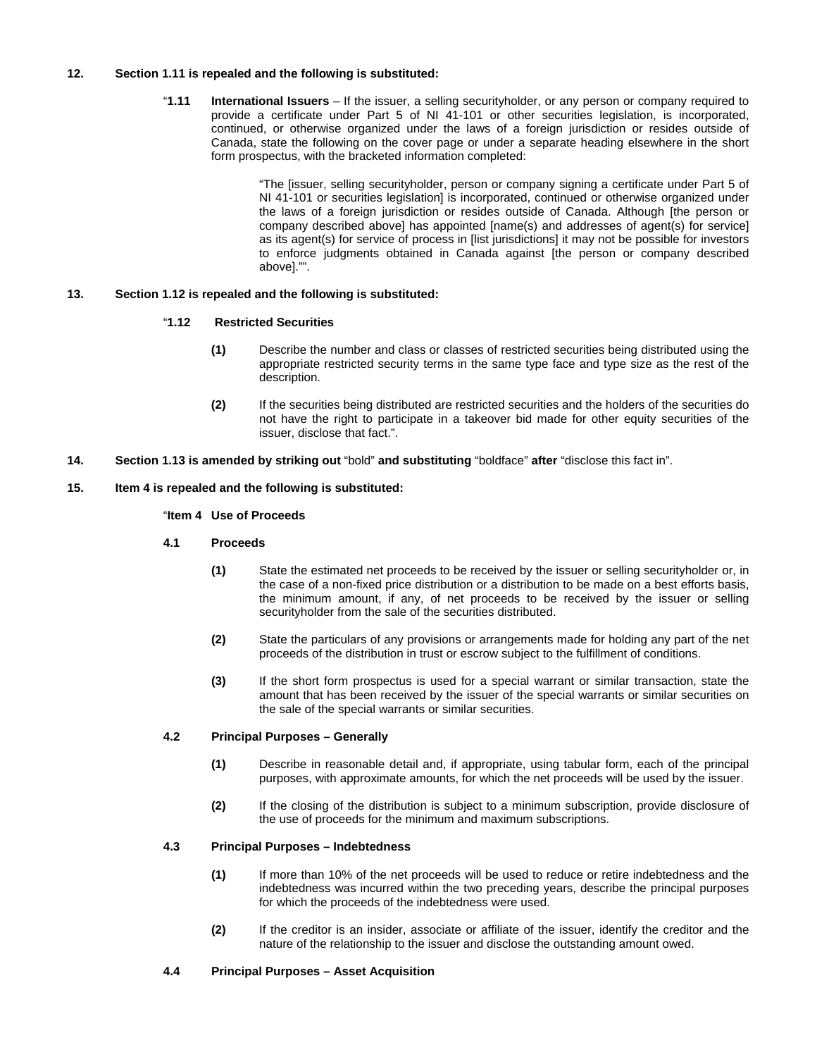**12. Section 1.11 is repealed and the following is substituted:**

> "**1.11 International Issuers** – If the issuer, a selling securityholder, or any person or company required to provide a certificate under Part 5 of NI 41-101 or other securities legislation, is incorporated, continued, or otherwise organized under the laws of a foreign jurisdiction or resides outside of Canada, state the following on the cover page or under a separate heading elsewhere in the short form prospectus, with the bracketed information completed:
>
> > "The [issuer, selling securityholder, person or company signing a certificate under Part 5 of NI 41-101 or securities legislation] is incorporated, continued or otherwise organized under the laws of a foreign jurisdiction or resides outside of Canada. Although [the person or company described above] has appointed [name(s) and addresses of agent(s) for service] as its agent(s) for service of process in [list jurisdictions] it may not be possible for investors to enforce judgments obtained in Canada against [the person or company described above]."".

**13. Section 1.12 is repealed and the following is substituted:**

> "**1.12 Restricted Securities**
>
> **(1)** Describe the number and class or classes of restricted securities being distributed using the appropriate restricted security terms in the same type face and type size as the rest of the description.
>
> **(2)** If the securities being distributed are restricted securities and the holders of the securities do not have the right to participate in a takeover bid made for other equity securities of the issuer, disclose that fact.".

**14. Section 1.13 is amended by striking out** "bold" **and substituting** "boldface" **after** "disclose this fact in".

**15. Item 4 is repealed and the following is substituted:**

> "**Item 4 Use of Proceeds**
>
> **4.1 Proceeds**
>
> **(1)** State the estimated net proceeds to be received by the issuer or selling securityholder or, in the case of a non-fixed price distribution or a distribution to be made on a best efforts basis, the minimum amount, if any, of net proceeds to be received by the issuer or selling securityholder from the sale of the securities distributed.
>
> **(2)** State the particulars of any provisions or arrangements made for holding any part of the net proceeds of the distribution in trust or escrow subject to the fulfillment of conditions.
>
> **(3)** If the short form prospectus is used for a special warrant or similar transaction, state the amount that has been received by the issuer of the special warrants or similar securities on the sale of the special warrants or similar securities.
>
> **4.2 Principal Purposes – Generally**
>
> **(1)** Describe in reasonable detail and, if appropriate, using tabular form, each of the principal purposes, with approximate amounts, for which the net proceeds will be used by the issuer.
>
> **(2)** If the closing of the distribution is subject to a minimum subscription, provide disclosure of the use of proceeds for the minimum and maximum subscriptions.
>
> **4.3 Principal Purposes – Indebtedness**
>
> **(1)** If more than 10% of the net proceeds will be used to reduce or retire indebtedness and the indebtedness was incurred within the two preceding years, describe the principal purposes for which the proceeds of the indebtedness were used.
>
> **(2)** If the creditor is an insider, associate or affiliate of the issuer, identify the creditor and the nature of the relationship to the issuer and disclose the outstanding amount owed.
>
> **4.4 Principal Purposes – Asset Acquisition**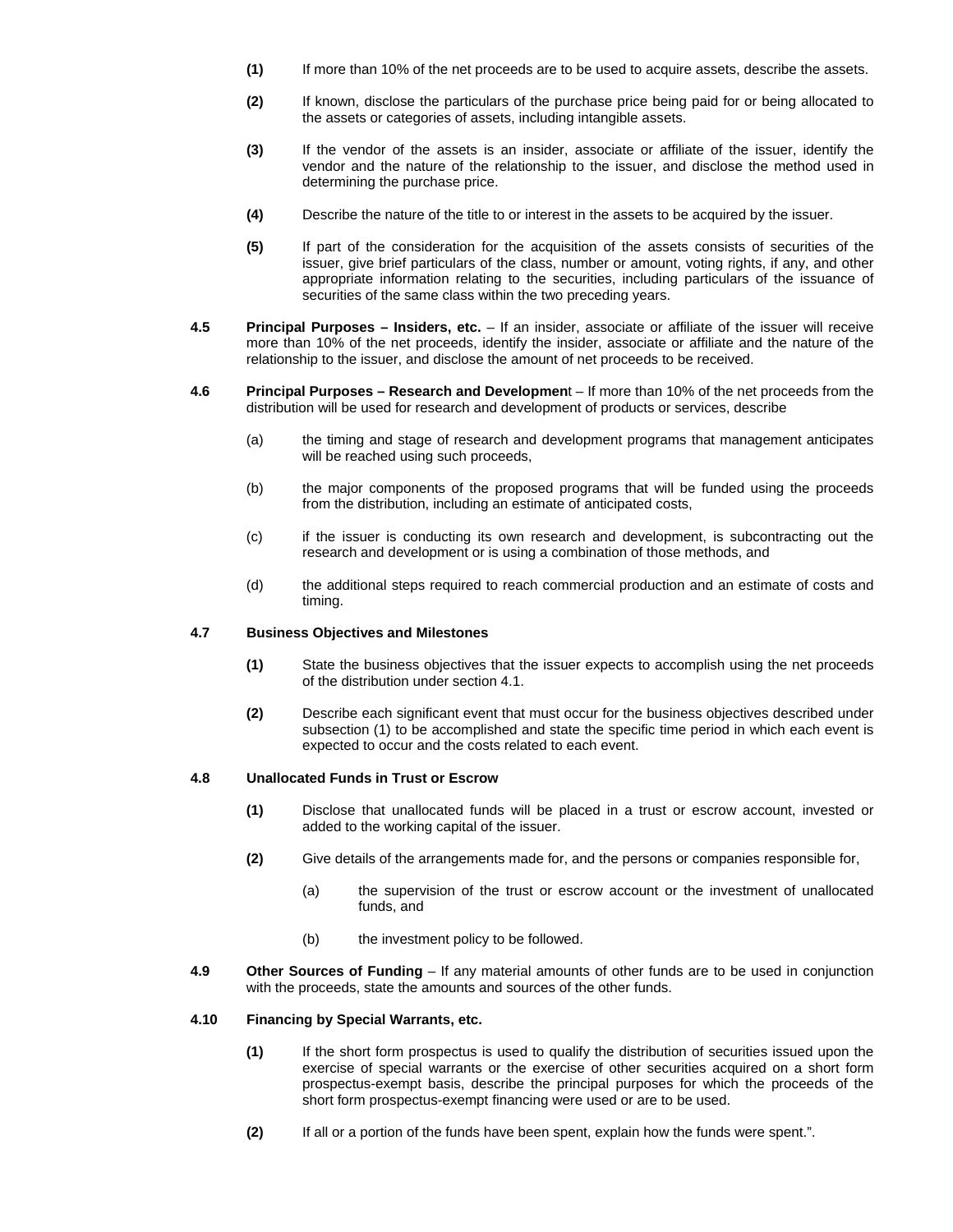**(1)** If more than 10% of the net proceeds are to be used to acquire assets, describe the assets.

**(2)** If known, disclose the particulars of the purchase price being paid for or being allocated to the assets or categories of assets, including intangible assets.

**(3)** If the vendor of the assets is an insider, associate or affiliate of the issuer, identify the vendor and the nature of the relationship to the issuer, and disclose the method used in determining the purchase price.

**(4)** Describe the nature of the title to or interest in the assets to be acquired by the issuer.

**(5)** If part of the consideration for the acquisition of the assets consists of securities of the issuer, give brief particulars of the class, number or amount, voting rights, if any, and other appropriate information relating to the securities, including particulars of the issuance of securities of the same class within the two preceding years.

**4.5 Principal Purposes – Insiders, etc.** – If an insider, associate or affiliate of the issuer will receive more than 10% of the net proceeds, identify the insider, associate or affiliate and the nature of the relationship to the issuer, and disclose the amount of net proceeds to be received.

**4.6 Principal Purposes – Research and Developmen**t – If more than 10% of the net proceeds from the distribution will be used for research and development of products or services, describe

(a) the timing and stage of research and development programs that management anticipates will be reached using such proceeds,

(b) the major components of the proposed programs that will be funded using the proceeds from the distribution, including an estimate of anticipated costs,

(c) if the issuer is conducting its own research and development, is subcontracting out the research and development or is using a combination of those methods, and

(d) the additional steps required to reach commercial production and an estimate of costs and timing.

**4.7 Business Objectives and Milestones**

**(1)** State the business objectives that the issuer expects to accomplish using the net proceeds of the distribution under section 4.1.

**(2)** Describe each significant event that must occur for the business objectives described under subsection (1) to be accomplished and state the specific time period in which each event is expected to occur and the costs related to each event.

**4.8 Unallocated Funds in Trust or Escrow**

**(1)** Disclose that unallocated funds will be placed in a trust or escrow account, invested or added to the working capital of the issuer.

**(2)** Give details of the arrangements made for, and the persons or companies responsible for,

(a) the supervision of the trust or escrow account or the investment of unallocated funds, and

(b) the investment policy to be followed.

**4.9 Other Sources of Funding** – If any material amounts of other funds are to be used in conjunction with the proceeds, state the amounts and sources of the other funds.

**4.10 Financing by Special Warrants, etc.**

**(1)** If the short form prospectus is used to qualify the distribution of securities issued upon the exercise of special warrants or the exercise of other securities acquired on a short form prospectus-exempt basis, describe the principal purposes for which the proceeds of the short form prospectus-exempt financing were used or are to be used.

**(2)** If all or a portion of the funds have been spent, explain how the funds were spent.".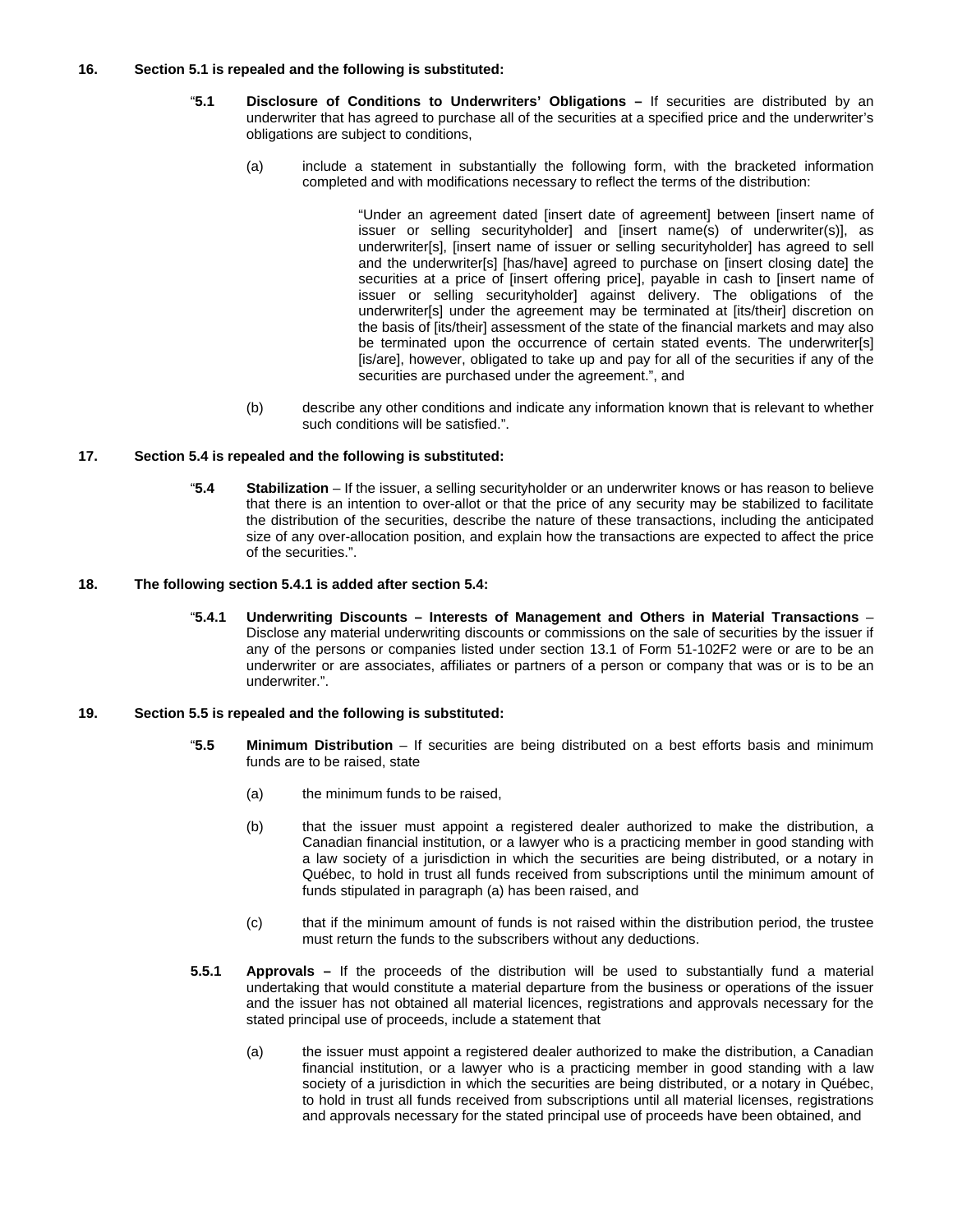**16. Section 5.1 is repealed and the following is substituted:**

> "**5.1 Disclosure of Conditions to Underwriters' Obligations –** If securities are distributed by an underwriter that has agreed to purchase all of the securities at a specified price and the underwriter's obligations are subject to conditions,
>
> (a) include a statement in substantially the following form, with the bracketed information completed and with modifications necessary to reflect the terms of the distribution:
>
> > "Under an agreement dated [insert date of agreement] between [insert name of issuer or selling securityholder] and [insert name(s) of underwriter(s)], as underwriter[s], [insert name of issuer or selling securityholder] has agreed to sell and the underwriter[s] [has/have] agreed to purchase on [insert closing date] the securities at a price of [insert offering price], payable in cash to [insert name of issuer or selling securityholder] against delivery. The obligations of the underwriter[s] under the agreement may be terminated at [its/their] discretion on the basis of [its/their] assessment of the state of the financial markets and may also be terminated upon the occurrence of certain stated events. The underwriter[s] [is/are], however, obligated to take up and pay for all of the securities if any of the securities are purchased under the agreement.", and
>
> (b) describe any other conditions and indicate any information known that is relevant to whether such conditions will be satisfied.".

**17. Section 5.4 is repealed and the following is substituted:**

> "**5.4 Stabilization** – If the issuer, a selling securityholder or an underwriter knows or has reason to believe that there is an intention to over-allot or that the price of any security may be stabilized to facilitate the distribution of the securities, describe the nature of these transactions, including the anticipated size of any over-allocation position, and explain how the transactions are expected to affect the price of the securities.".

**18. The following section 5.4.1 is added after section 5.4:**

> "**5.4.1 Underwriting Discounts – Interests of Management and Others in Material Transactions** – Disclose any material underwriting discounts or commissions on the sale of securities by the issuer if any of the persons or companies listed under section 13.1 of Form 51-102F2 were or are to be an underwriter or are associates, affiliates or partners of a person or company that was or is to be an underwriter.".

**19. Section 5.5 is repealed and the following is substituted:**

> "**5.5 Minimum Distribution** – If securities are being distributed on a best efforts basis and minimum funds are to be raised, state
>
> (a) the minimum funds to be raised,
>
> (b) that the issuer must appoint a registered dealer authorized to make the distribution, a Canadian financial institution, or a lawyer who is a practicing member in good standing with a law society of a jurisdiction in which the securities are being distributed, or a notary in Québec, to hold in trust all funds received from subscriptions until the minimum amount of funds stipulated in paragraph (a) has been raised, and
>
> (c) that if the minimum amount of funds is not raised within the distribution period, the trustee must return the funds to the subscribers without any deductions.
>
> **5.5.1 Approvals –** If the proceeds of the distribution will be used to substantially fund a material undertaking that would constitute a material departure from the business or operations of the issuer and the issuer has not obtained all material licences, registrations and approvals necessary for the stated principal use of proceeds, include a statement that
>
> (a) the issuer must appoint a registered dealer authorized to make the distribution, a Canadian financial institution, or a lawyer who is a practicing member in good standing with a law society of a jurisdiction in which the securities are being distributed, or a notary in Québec, to hold in trust all funds received from subscriptions until all material licenses, registrations and approvals necessary for the stated principal use of proceeds have been obtained, and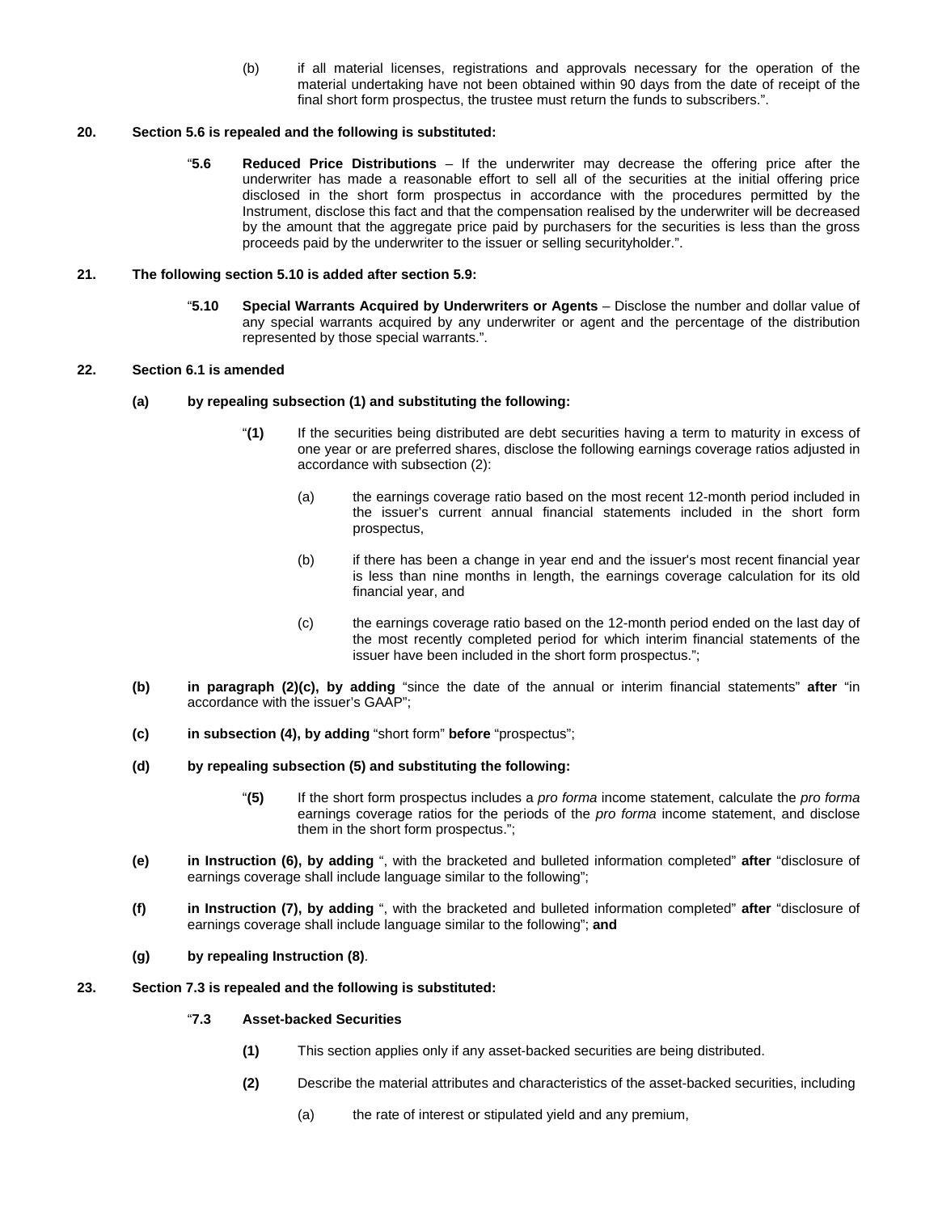(b) if all material licenses, registrations and approvals necessary for the operation of the material undertaking have not been obtained within 90 days from the date of receipt of the final short form prospectus, the trustee must return the funds to subscribers.".

**20. Section 5.6 is repealed and the following is substituted:**

"**5.6 Reduced Price Distributions** – If the underwriter may decrease the offering price after the underwriter has made a reasonable effort to sell all of the securities at the initial offering price disclosed in the short form prospectus in accordance with the procedures permitted by the Instrument, disclose this fact and that the compensation realised by the underwriter will be decreased by the amount that the aggregate price paid by purchasers for the securities is less than the gross proceeds paid by the underwriter to the issuer or selling securityholder.".

**21. The following section 5.10 is added after section 5.9:**

"**5.10 Special Warrants Acquired by Underwriters or Agents** – Disclose the number and dollar value of any special warrants acquired by any underwriter or agent and the percentage of the distribution represented by those special warrants.".

**22. Section 6.1 is amended**

**(a) by repealing subsection (1) and substituting the following:**

"**(1)** If the securities being distributed are debt securities having a term to maturity in excess of one year or are preferred shares, disclose the following earnings coverage ratios adjusted in accordance with subsection (2):

(a) the earnings coverage ratio based on the most recent 12-month period included in the issuer's current annual financial statements included in the short form prospectus,

(b) if there has been a change in year end and the issuer's most recent financial year is less than nine months in length, the earnings coverage calculation for its old financial year, and

(c) the earnings coverage ratio based on the 12-month period ended on the last day of the most recently completed period for which interim financial statements of the issuer have been included in the short form prospectus.";

**(b) in paragraph (2)(c), by adding** "since the date of the annual or interim financial statements" **after** "in accordance with the issuer's GAAP";

**(c) in subsection (4), by adding** "short form" **before** "prospectus";

**(d) by repealing subsection (5) and substituting the following:**

"**(5)** If the short form prospectus includes a *pro forma* income statement, calculate the *pro forma* earnings coverage ratios for the periods of the *pro forma* income statement, and disclose them in the short form prospectus.";

**(e) in Instruction (6), by adding** ", with the bracketed and bulleted information completed" **after** "disclosure of earnings coverage shall include language similar to the following";

**(f) in Instruction (7), by adding** ", with the bracketed and bulleted information completed" **after** "disclosure of earnings coverage shall include language similar to the following"; **and**

**(g) by repealing Instruction (8)**.

**23. Section 7.3 is repealed and the following is substituted:**

"**7.3 Asset-backed Securities**

**(1)** This section applies only if any asset-backed securities are being distributed.

**(2)** Describe the material attributes and characteristics of the asset-backed securities, including

(a) the rate of interest or stipulated yield and any premium,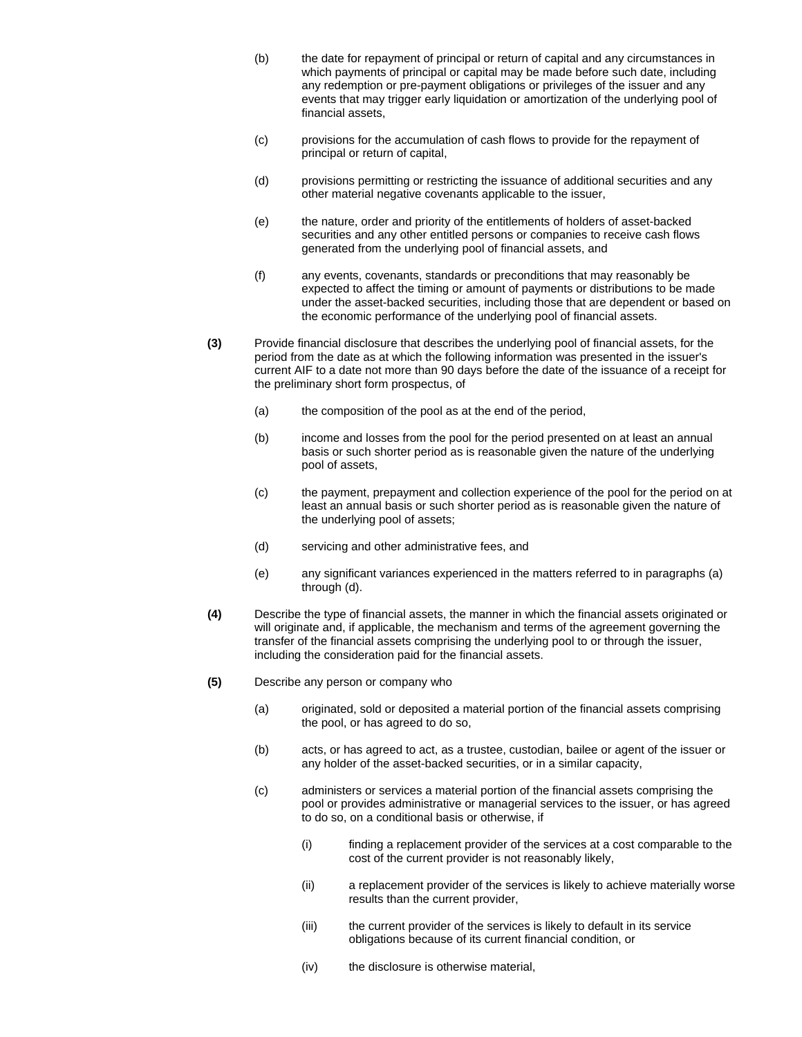(b) the date for repayment of principal or return of capital and any circumstances in which payments of principal or capital may be made before such date, including any redemption or pre-payment obligations or privileges of the issuer and any events that may trigger early liquidation or amortization of the underlying pool of financial assets,

(c) provisions for the accumulation of cash flows to provide for the repayment of principal or return of capital,

(d) provisions permitting or restricting the issuance of additional securities and any other material negative covenants applicable to the issuer,

(e) the nature, order and priority of the entitlements of holders of asset-backed securities and any other entitled persons or companies to receive cash flows generated from the underlying pool of financial assets, and

(f) any events, covenants, standards or preconditions that may reasonably be expected to affect the timing or amount of payments or distributions to be made under the asset-backed securities, including those that are dependent or based on the economic performance of the underlying pool of financial assets.

**(3)** Provide financial disclosure that describes the underlying pool of financial assets, for the period from the date as at which the following information was presented in the issuer's current AIF to a date not more than 90 days before the date of the issuance of a receipt for the preliminary short form prospectus, of

(a) the composition of the pool as at the end of the period,

(b) income and losses from the pool for the period presented on at least an annual basis or such shorter period as is reasonable given the nature of the underlying pool of assets,

(c) the payment, prepayment and collection experience of the pool for the period on at least an annual basis or such shorter period as is reasonable given the nature of the underlying pool of assets;

(d) servicing and other administrative fees, and

(e) any significant variances experienced in the matters referred to in paragraphs (a) through (d).

**(4)** Describe the type of financial assets, the manner in which the financial assets originated or will originate and, if applicable, the mechanism and terms of the agreement governing the transfer of the financial assets comprising the underlying pool to or through the issuer, including the consideration paid for the financial assets.

**(5)** Describe any person or company who

(a) originated, sold or deposited a material portion of the financial assets comprising the pool, or has agreed to do so,

(b) acts, or has agreed to act, as a trustee, custodian, bailee or agent of the issuer or any holder of the asset-backed securities, or in a similar capacity,

(c) administers or services a material portion of the financial assets comprising the pool or provides administrative or managerial services to the issuer, or has agreed to do so, on a conditional basis or otherwise, if

(i) finding a replacement provider of the services at a cost comparable to the cost of the current provider is not reasonably likely,

(ii) a replacement provider of the services is likely to achieve materially worse results than the current provider,

(iii) the current provider of the services is likely to default in its service obligations because of its current financial condition, or

(iv) the disclosure is otherwise material,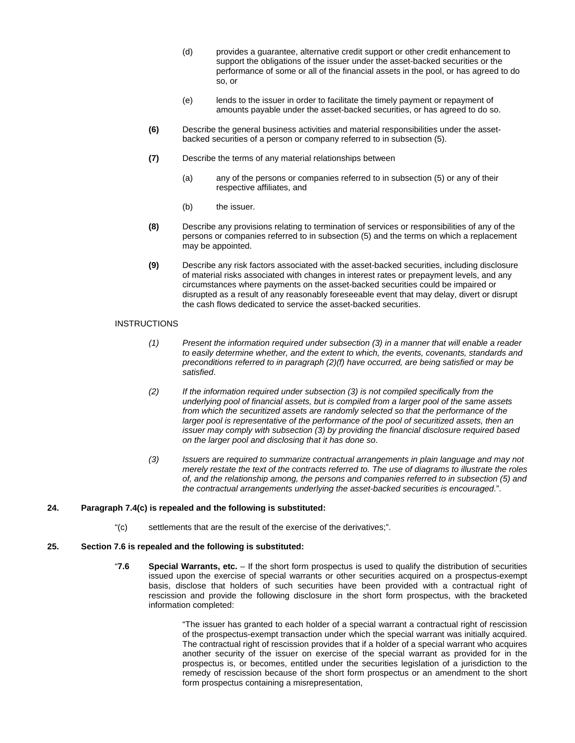(d) provides a guarantee, alternative credit support or other credit enhancement to support the obligations of the issuer under the asset-backed securities or the performance of some or all of the financial assets in the pool, or has agreed to do so, or

(e) lends to the issuer in order to facilitate the timely payment or repayment of amounts payable under the asset-backed securities, or has agreed to do so.

**(6)** Describe the general business activities and material responsibilities under the asset-backed securities of a person or company referred to in subsection (5).

**(7)** Describe the terms of any material relationships between

(a) any of the persons or companies referred to in subsection (5) or any of their respective affiliates, and

(b) the issuer.

**(8)** Describe any provisions relating to termination of services or responsibilities of any of the persons or companies referred to in subsection (5) and the terms on which a replacement may be appointed.

**(9)** Describe any risk factors associated with the asset-backed securities, including disclosure of material risks associated with changes in interest rates or prepayment levels, and any circumstances where payments on the asset-backed securities could be impaired or disrupted as a result of any reasonably foreseeable event that may delay, divert or disrupt the cash flows dedicated to service the asset-backed securities.

INSTRUCTIONS

*(1) Present the information required under subsection (3) in a manner that will enable a reader to easily determine whether, and the extent to which, the events, covenants, standards and preconditions referred to in paragraph (2)(f) have occurred, are being satisfied or may be satisfied*.

*(2) If the information required under subsection (3) is not compiled specifically from the underlying pool of financial assets, but is compiled from a larger pool of the same assets from which the securitized assets are randomly selected so that the performance of the larger pool is representative of the performance of the pool of securitized assets, then an issuer may comply with subsection (3) by providing the financial disclosure required based on the larger pool and disclosing that it has done so*.

*(3) Issuers are required to summarize contractual arrangements in plain language and may not merely restate the text of the contracts referred to. The use of diagrams to illustrate the roles of, and the relationship among, the persons and companies referred to in subsection (5) and the contractual arrangements underlying the asset-backed securities is encouraged*.".

**24. Paragraph 7.4(c) is repealed and the following is substituted:**

"(c) settlements that are the result of the exercise of the derivatives;".

**25. Section 7.6 is repealed and the following is substituted:**

"**7.6 Special Warrants, etc.** – If the short form prospectus is used to qualify the distribution of securities issued upon the exercise of special warrants or other securities acquired on a prospectus-exempt basis, disclose that holders of such securities have been provided with a contractual right of rescission and provide the following disclosure in the short form prospectus, with the bracketed information completed:

"The issuer has granted to each holder of a special warrant a contractual right of rescission of the prospectus-exempt transaction under which the special warrant was initially acquired. The contractual right of rescission provides that if a holder of a special warrant who acquires another security of the issuer on exercise of the special warrant as provided for in the prospectus is, or becomes, entitled under the securities legislation of a jurisdiction to the remedy of rescission because of the short form prospectus or an amendment to the short form prospectus containing a misrepresentation,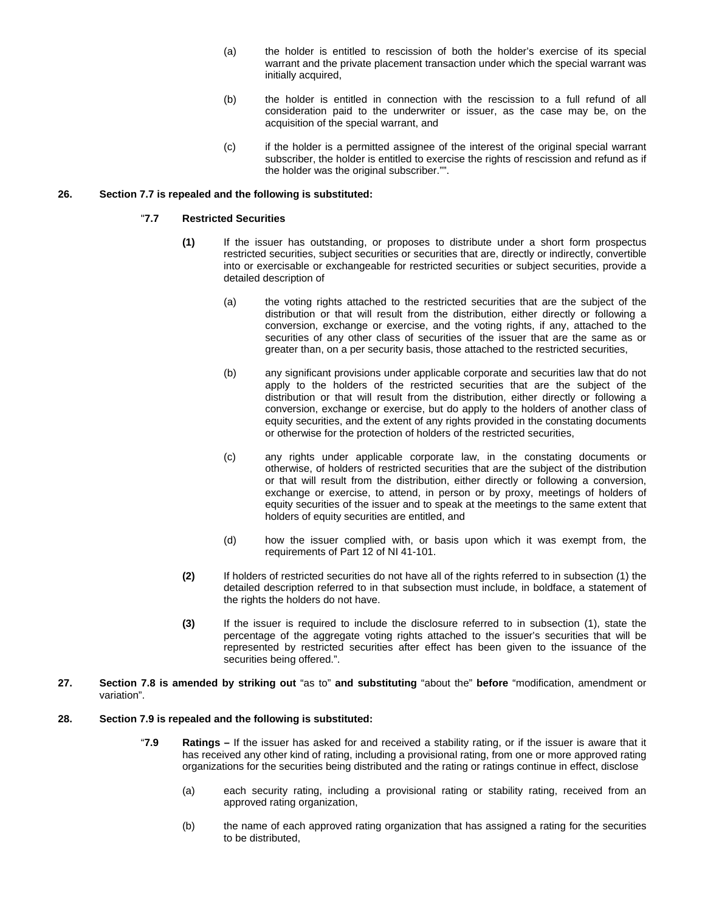(a) the holder is entitled to rescission of both the holder's exercise of its special warrant and the private placement transaction under which the special warrant was initially acquired,

(b) the holder is entitled in connection with the rescission to a full refund of all consideration paid to the underwriter or issuer, as the case may be, on the acquisition of the special warrant, and

(c) if the holder is a permitted assignee of the interest of the original special warrant subscriber, the holder is entitled to exercise the rights of rescission and refund as if the holder was the original subscriber."".

**26. Section 7.7 is repealed and the following is substituted:**

"**7.7 Restricted Securities**

**(1)** If the issuer has outstanding, or proposes to distribute under a short form prospectus restricted securities, subject securities or securities that are, directly or indirectly, convertible into or exercisable or exchangeable for restricted securities or subject securities, provide a detailed description of

(a) the voting rights attached to the restricted securities that are the subject of the distribution or that will result from the distribution, either directly or following a conversion, exchange or exercise, and the voting rights, if any, attached to the securities of any other class of securities of the issuer that are the same as or greater than, on a per security basis, those attached to the restricted securities,

(b) any significant provisions under applicable corporate and securities law that do not apply to the holders of the restricted securities that are the subject of the distribution or that will result from the distribution, either directly or following a conversion, exchange or exercise, but do apply to the holders of another class of equity securities, and the extent of any rights provided in the constating documents or otherwise for the protection of holders of the restricted securities,

(c) any rights under applicable corporate law, in the constating documents or otherwise, of holders of restricted securities that are the subject of the distribution or that will result from the distribution, either directly or following a conversion, exchange or exercise, to attend, in person or by proxy, meetings of holders of equity securities of the issuer and to speak at the meetings to the same extent that holders of equity securities are entitled, and

(d) how the issuer complied with, or basis upon which it was exempt from, the requirements of Part 12 of NI 41-101.

**(2)** If holders of restricted securities do not have all of the rights referred to in subsection (1) the detailed description referred to in that subsection must include, in boldface, a statement of the rights the holders do not have.

**(3)** If the issuer is required to include the disclosure referred to in subsection (1), state the percentage of the aggregate voting rights attached to the issuer's securities that will be represented by restricted securities after effect has been given to the issuance of the securities being offered.".

**27. Section 7.8 is amended by striking out** "as to" **and substituting** "about the" **before** "modification, amendment or variation".

**28. Section 7.9 is repealed and the following is substituted:**

"**7.9 Ratings –** If the issuer has asked for and received a stability rating, or if the issuer is aware that it has received any other kind of rating, including a provisional rating, from one or more approved rating organizations for the securities being distributed and the rating or ratings continue in effect, disclose

(a) each security rating, including a provisional rating or stability rating, received from an approved rating organization,

(b) the name of each approved rating organization that has assigned a rating for the securities to be distributed,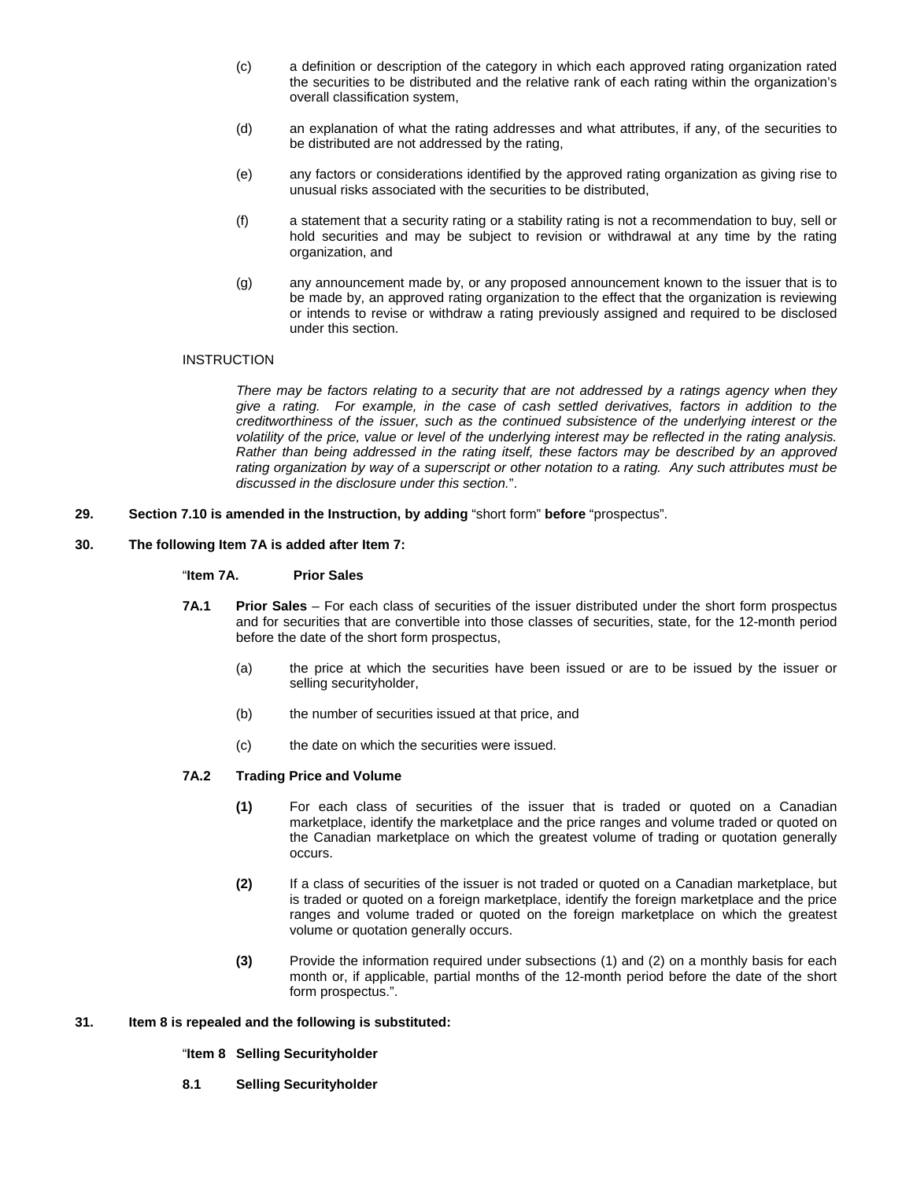(c) a definition or description of the category in which each approved rating organization rated the securities to be distributed and the relative rank of each rating within the organization's overall classification system,

(d) an explanation of what the rating addresses and what attributes, if any, of the securities to be distributed are not addressed by the rating,

(e) any factors or considerations identified by the approved rating organization as giving rise to unusual risks associated with the securities to be distributed,

(f) a statement that a security rating or a stability rating is not a recommendation to buy, sell or hold securities and may be subject to revision or withdrawal at any time by the rating organization, and

(g) any announcement made by, or any proposed announcement known to the issuer that is to be made by, an approved rating organization to the effect that the organization is reviewing or intends to revise or withdraw a rating previously assigned and required to be disclosed under this section.

INSTRUCTION

*There may be factors relating to a security that are not addressed by a ratings agency when they give a rating. For example, in the case of cash settled derivatives, factors in addition to the creditworthiness of the issuer, such as the continued subsistence of the underlying interest or the volatility of the price, value or level of the underlying interest may be reflected in the rating analysis. Rather than being addressed in the rating itself, these factors may be described by an approved rating organization by way of a superscript or other notation to a rating. Any such attributes must be discussed in the disclosure under this section.*".

**29. Section 7.10 is amended in the Instruction, by adding** "short form" **before** "prospectus".

**30. The following Item 7A is added after Item 7:**

"**Item 7A. Prior Sales**

**7A.1 Prior Sales** – For each class of securities of the issuer distributed under the short form prospectus and for securities that are convertible into those classes of securities, state, for the 12-month period before the date of the short form prospectus,

(a) the price at which the securities have been issued or are to be issued by the issuer or selling securityholder,

(b) the number of securities issued at that price, and

(c) the date on which the securities were issued.

**7A.2 Trading Price and Volume**

**(1)** For each class of securities of the issuer that is traded or quoted on a Canadian marketplace, identify the marketplace and the price ranges and volume traded or quoted on the Canadian marketplace on which the greatest volume of trading or quotation generally occurs.

**(2)** If a class of securities of the issuer is not traded or quoted on a Canadian marketplace, but is traded or quoted on a foreign marketplace, identify the foreign marketplace and the price ranges and volume traded or quoted on the foreign marketplace on which the greatest volume or quotation generally occurs.

**(3)** Provide the information required under subsections (1) and (2) on a monthly basis for each month or, if applicable, partial months of the 12-month period before the date of the short form prospectus.".

**31. Item 8 is repealed and the following is substituted:**

"**Item 8 Selling Securityholder**

**8.1 Selling Securityholder**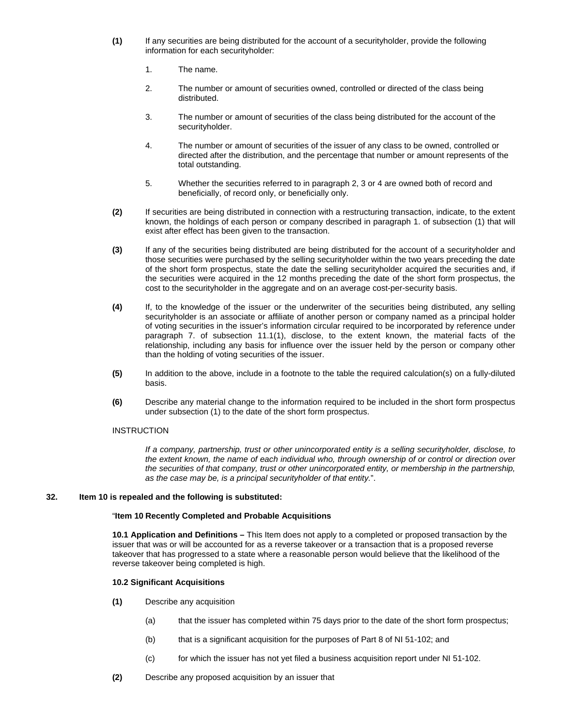**(1)** If any securities are being distributed for the account of a securityholder, provide the following information for each securityholder:

1. The name.

2. The number or amount of securities owned, controlled or directed of the class being distributed.

3. The number or amount of securities of the class being distributed for the account of the securityholder.

4. The number or amount of securities of the issuer of any class to be owned, controlled or directed after the distribution, and the percentage that number or amount represents of the total outstanding.

5. Whether the securities referred to in paragraph 2, 3 or 4 are owned both of record and beneficially, of record only, or beneficially only.

**(2)** If securities are being distributed in connection with a restructuring transaction, indicate, to the extent known, the holdings of each person or company described in paragraph 1. of subsection (1) that will exist after effect has been given to the transaction.

**(3)** If any of the securities being distributed are being distributed for the account of a securityholder and those securities were purchased by the selling securityholder within the two years preceding the date of the short form prospectus, state the date the selling securityholder acquired the securities and, if the securities were acquired in the 12 months preceding the date of the short form prospectus, the cost to the securityholder in the aggregate and on an average cost-per-security basis.

**(4)** If, to the knowledge of the issuer or the underwriter of the securities being distributed, any selling securityholder is an associate or affiliate of another person or company named as a principal holder of voting securities in the issuer's information circular required to be incorporated by reference under paragraph 7. of subsection 11.1(1), disclose, to the extent known, the material facts of the relationship, including any basis for influence over the issuer held by the person or company other than the holding of voting securities of the issuer.

**(5)** In addition to the above, include in a footnote to the table the required calculation(s) on a fully-diluted basis.

**(6)** Describe any material change to the information required to be included in the short form prospectus under subsection (1) to the date of the short form prospectus.

INSTRUCTION

*If a company, partnership, trust or other unincorporated entity is a selling securityholder, disclose, to the extent known, the name of each individual who, through ownership of or control or direction over the securities of that company, trust or other unincorporated entity, or membership in the partnership, as the case may be, is a principal securityholder of that entity.*".

**32. Item 10 is repealed and the following is substituted:**

"**Item 10 Recently Completed and Probable Acquisitions**

**10.1 Application and Definitions –** This Item does not apply to a completed or proposed transaction by the issuer that was or will be accounted for as a reverse takeover or a transaction that is a proposed reverse takeover that has progressed to a state where a reasonable person would believe that the likelihood of the reverse takeover being completed is high.

**10.2 Significant Acquisitions**

**(1)** Describe any acquisition

(a) that the issuer has completed within 75 days prior to the date of the short form prospectus;

(b) that is a significant acquisition for the purposes of Part 8 of NI 51-102; and

(c) for which the issuer has not yet filed a business acquisition report under NI 51-102.

**(2)** Describe any proposed acquisition by an issuer that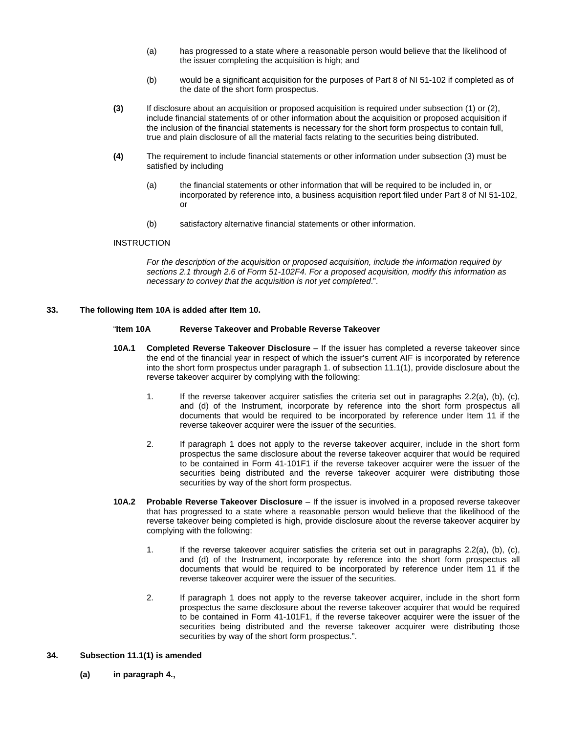(a) has progressed to a state where a reasonable person would believe that the likelihood of the issuer completing the acquisition is high; and

(b) would be a significant acquisition for the purposes of Part 8 of NI 51-102 if completed as of the date of the short form prospectus.

**(3)** If disclosure about an acquisition or proposed acquisition is required under subsection (1) or (2), include financial statements of or other information about the acquisition or proposed acquisition if the inclusion of the financial statements is necessary for the short form prospectus to contain full, true and plain disclosure of all the material facts relating to the securities being distributed.

**(4)** The requirement to include financial statements or other information under subsection (3) must be satisfied by including

(a) the financial statements or other information that will be required to be included in, or incorporated by reference into, a business acquisition report filed under Part 8 of NI 51-102, or

(b) satisfactory alternative financial statements or other information.

INSTRUCTION

*For the description of the acquisition or proposed acquisition, include the information required by sections 2.1 through 2.6 of Form 51-102F4. For a proposed acquisition, modify this information as necessary to convey that the acquisition is not yet completed*.".

**33. The following Item 10A is added after Item 10.**

"**Item 10A Reverse Takeover and Probable Reverse Takeover**

**10A.1 Completed Reverse Takeover Disclosure** – If the issuer has completed a reverse takeover since the end of the financial year in respect of which the issuer's current AIF is incorporated by reference into the short form prospectus under paragraph 1. of subsection 11.1(1), provide disclosure about the reverse takeover acquirer by complying with the following:

1. If the reverse takeover acquirer satisfies the criteria set out in paragraphs 2.2(a), (b), (c), and (d) of the Instrument, incorporate by reference into the short form prospectus all documents that would be required to be incorporated by reference under Item 11 if the reverse takeover acquirer were the issuer of the securities.

2. If paragraph 1 does not apply to the reverse takeover acquirer, include in the short form prospectus the same disclosure about the reverse takeover acquirer that would be required to be contained in Form 41-101F1 if the reverse takeover acquirer were the issuer of the securities being distributed and the reverse takeover acquirer were distributing those securities by way of the short form prospectus.

**10A.2 Probable Reverse Takeover Disclosure** – If the issuer is involved in a proposed reverse takeover that has progressed to a state where a reasonable person would believe that the likelihood of the reverse takeover being completed is high, provide disclosure about the reverse takeover acquirer by complying with the following:

1. If the reverse takeover acquirer satisfies the criteria set out in paragraphs 2.2(a), (b), (c), and (d) of the Instrument, incorporate by reference into the short form prospectus all documents that would be required to be incorporated by reference under Item 11 if the reverse takeover acquirer were the issuer of the securities.

2. If paragraph 1 does not apply to the reverse takeover acquirer, include in the short form prospectus the same disclosure about the reverse takeover acquirer that would be required to be contained in Form 41-101F1, if the reverse takeover acquirer were the issuer of the securities being distributed and the reverse takeover acquirer were distributing those securities by way of the short form prospectus.".

**34. Subsection 11.1(1) is amended**

**(a) in paragraph 4.,**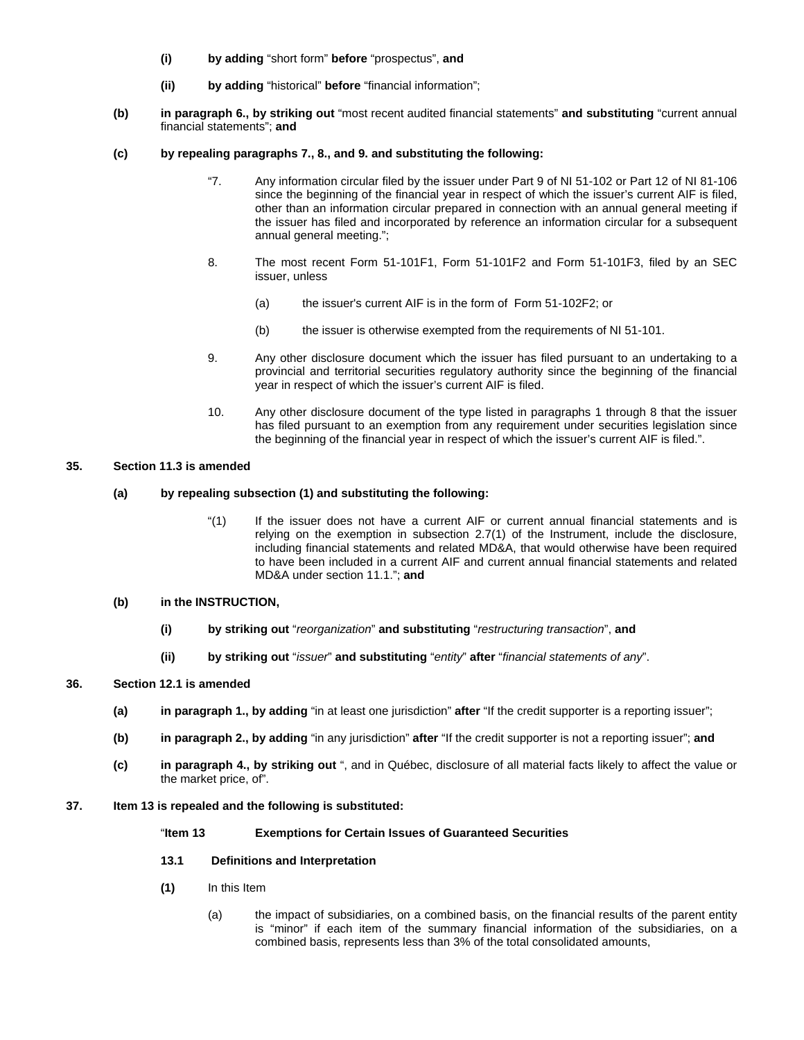(i) **by adding** “short form” **before** “prospectus”, **and**

(ii) **by adding** “historical” **before** “financial information”;

**(b) in paragraph 6., by striking out** “most recent audited financial statements” **and substituting** “current annual financial statements”; **and**

**(c) by repealing paragraphs 7., 8., and 9. and substituting the following:**

“7. Any information circular filed by the issuer under Part 9 of NI 51-102 or Part 12 of NI 81-106 since the beginning of the financial year in respect of which the issuer’s current AIF is filed, other than an information circular prepared in connection with an annual general meeting if the issuer has filed and incorporated by reference an information circular for a subsequent annual general meeting.”;

8. The most recent Form 51-101F1, Form 51-101F2 and Form 51-101F3, filed by an SEC issuer, unless

(a) the issuer's current AIF is in the form of Form 51-102F2; or

(b) the issuer is otherwise exempted from the requirements of NI 51-101.

9. Any other disclosure document which the issuer has filed pursuant to an undertaking to a provincial and territorial securities regulatory authority since the beginning of the financial year in respect of which the issuer’s current AIF is filed.

10. Any other disclosure document of the type listed in paragraphs 1 through 8 that the issuer has filed pursuant to an exemption from any requirement under securities legislation since the beginning of the financial year in respect of which the issuer’s current AIF is filed.”.

**35. Section 11.3 is amended**

**(a) by repealing subsection (1) and substituting the following:**

“(1) If the issuer does not have a current AIF or current annual financial statements and is relying on the exemption in subsection 2.7(1) of the Instrument, include the disclosure, including financial statements and related MD&A, that would otherwise have been required to have been included in a current AIF and current annual financial statements and related MD&A under section 11.1.”; **and**

**(b) in the INSTRUCTION,**

**(i) by striking out** “*reorganization*” **and substituting** “*restructuring transaction*”, **and**

**(ii) by striking out** “*issuer*” **and substituting** “*entity*” **after** “*financial statements of any*”.

**36. Section 12.1 is amended**

**(a) in paragraph 1., by adding** “in at least one jurisdiction” **after** “If the credit supporter is a reporting issuer”;

**(b) in paragraph 2., by adding** “in any jurisdiction” **after** “If the credit supporter is not a reporting issuer”; **and**

**(c) in paragraph 4., by striking out** “, and in Québec, disclosure of all material facts likely to affect the value or the market price, of”.

**37. Item 13 is repealed and the following is substituted:**

“**Item 13 Exemptions for Certain Issues of Guaranteed Securities**

**13.1 Definitions and Interpretation**

**(1)** In this Item

(a) the impact of subsidiaries, on a combined basis, on the financial results of the parent entity is “minor” if each item of the summary financial information of the subsidiaries, on a combined basis, represents less than 3% of the total consolidated amounts,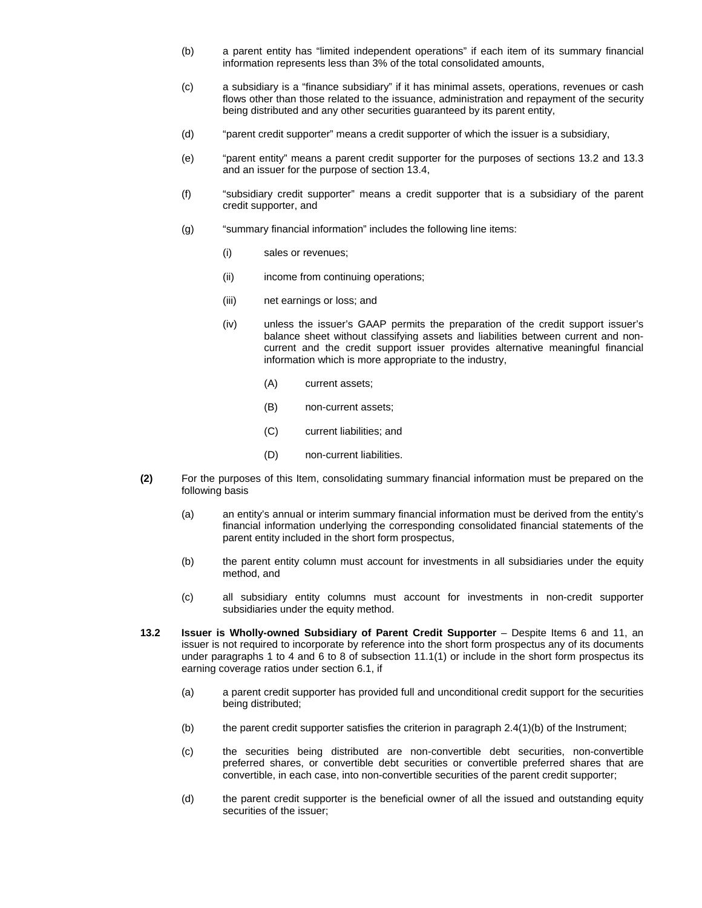(b) a parent entity has "limited independent operations" if each item of its summary financial information represents less than 3% of the total consolidated amounts,

(c) a subsidiary is a "finance subsidiary" if it has minimal assets, operations, revenues or cash flows other than those related to the issuance, administration and repayment of the security being distributed and any other securities guaranteed by its parent entity,

(d) "parent credit supporter" means a credit supporter of which the issuer is a subsidiary,

(e) "parent entity" means a parent credit supporter for the purposes of sections 13.2 and 13.3 and an issuer for the purpose of section 13.4,

(f) "subsidiary credit supporter" means a credit supporter that is a subsidiary of the parent credit supporter, and

(g) "summary financial information" includes the following line items:

(i) sales or revenues;

(ii) income from continuing operations;

(iii) net earnings or loss; and

(iv) unless the issuer's GAAP permits the preparation of the credit support issuer's balance sheet without classifying assets and liabilities between current and non-current and the credit support issuer provides alternative meaningful financial information which is more appropriate to the industry,

(A) current assets;

(B) non-current assets;

(C) current liabilities; and

(D) non-current liabilities.

**(2)** For the purposes of this Item, consolidating summary financial information must be prepared on the following basis

(a) an entity's annual or interim summary financial information must be derived from the entity's financial information underlying the corresponding consolidated financial statements of the parent entity included in the short form prospectus,

(b) the parent entity column must account for investments in all subsidiaries under the equity method, and

(c) all subsidiary entity columns must account for investments in non-credit supporter subsidiaries under the equity method.

**13.2** **Issuer is Wholly-owned Subsidiary of Parent Credit Supporter** – Despite Items 6 and 11, an issuer is not required to incorporate by reference into the short form prospectus any of its documents under paragraphs 1 to 4 and 6 to 8 of subsection 11.1(1) or include in the short form prospectus its earning coverage ratios under section 6.1, if

(a) a parent credit supporter has provided full and unconditional credit support for the securities being distributed;

(b) the parent credit supporter satisfies the criterion in paragraph 2.4(1)(b) of the Instrument;

(c) the securities being distributed are non-convertible debt securities, non-convertible preferred shares, or convertible debt securities or convertible preferred shares that are convertible, in each case, into non-convertible securities of the parent credit supporter;

(d) the parent credit supporter is the beneficial owner of all the issued and outstanding equity securities of the issuer;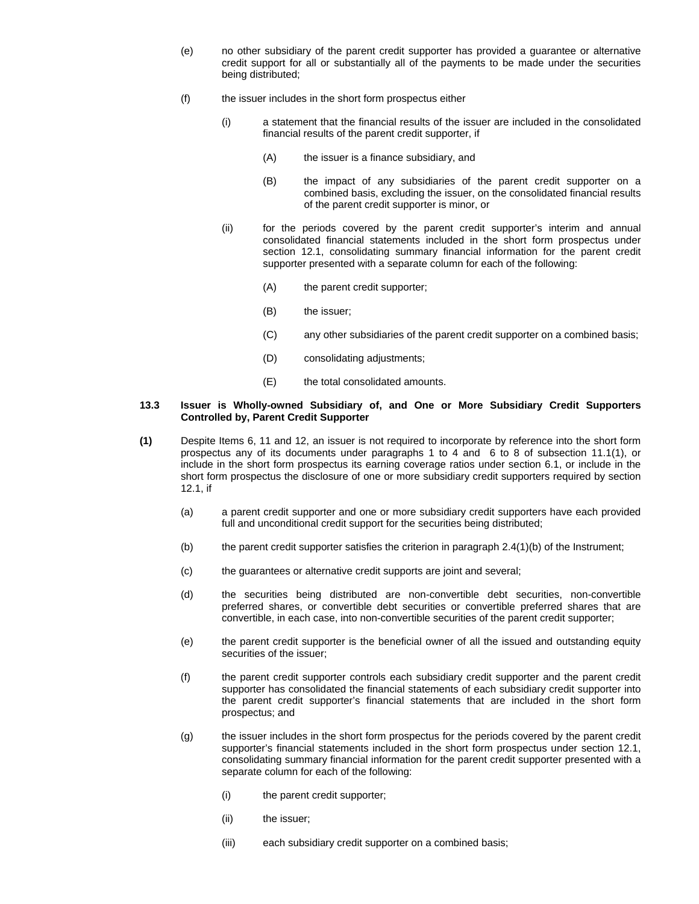(e) no other subsidiary of the parent credit supporter has provided a guarantee or alternative credit support for all or substantially all of the payments to be made under the securities being distributed;

(f) the issuer includes in the short form prospectus either

(i) a statement that the financial results of the issuer are included in the consolidated financial results of the parent credit supporter, if

(A) the issuer is a finance subsidiary, and

(B) the impact of any subsidiaries of the parent credit supporter on a combined basis, excluding the issuer, on the consolidated financial results of the parent credit supporter is minor, or

(ii) for the periods covered by the parent credit supporter's interim and annual consolidated financial statements included in the short form prospectus under section 12.1, consolidating summary financial information for the parent credit supporter presented with a separate column for each of the following:

(A) the parent credit supporter;

(B) the issuer;

(C) any other subsidiaries of the parent credit supporter on a combined basis;

(D) consolidating adjustments;

(E) the total consolidated amounts.

**13.3 Issuer is Wholly-owned Subsidiary of, and One or More Subsidiary Credit Supporters Controlled by, Parent Credit Supporter**

**(1)** Despite Items 6, 11 and 12, an issuer is not required to incorporate by reference into the short form prospectus any of its documents under paragraphs 1 to 4 and 6 to 8 of subsection 11.1(1), or include in the short form prospectus its earning coverage ratios under section 6.1, or include in the short form prospectus the disclosure of one or more subsidiary credit supporters required by section 12.1, if

(a) a parent credit supporter and one or more subsidiary credit supporters have each provided full and unconditional credit support for the securities being distributed;

(b) the parent credit supporter satisfies the criterion in paragraph 2.4(1)(b) of the Instrument;

(c) the guarantees or alternative credit supports are joint and several;

(d) the securities being distributed are non-convertible debt securities, non-convertible preferred shares, or convertible debt securities or convertible preferred shares that are convertible, in each case, into non-convertible securities of the parent credit supporter;

(e) the parent credit supporter is the beneficial owner of all the issued and outstanding equity securities of the issuer;

(f) the parent credit supporter controls each subsidiary credit supporter and the parent credit supporter has consolidated the financial statements of each subsidiary credit supporter into the parent credit supporter's financial statements that are included in the short form prospectus; and

(g) the issuer includes in the short form prospectus for the periods covered by the parent credit supporter's financial statements included in the short form prospectus under section 12.1, consolidating summary financial information for the parent credit supporter presented with a separate column for each of the following:

(i) the parent credit supporter;

(ii) the issuer;

(iii) each subsidiary credit supporter on a combined basis;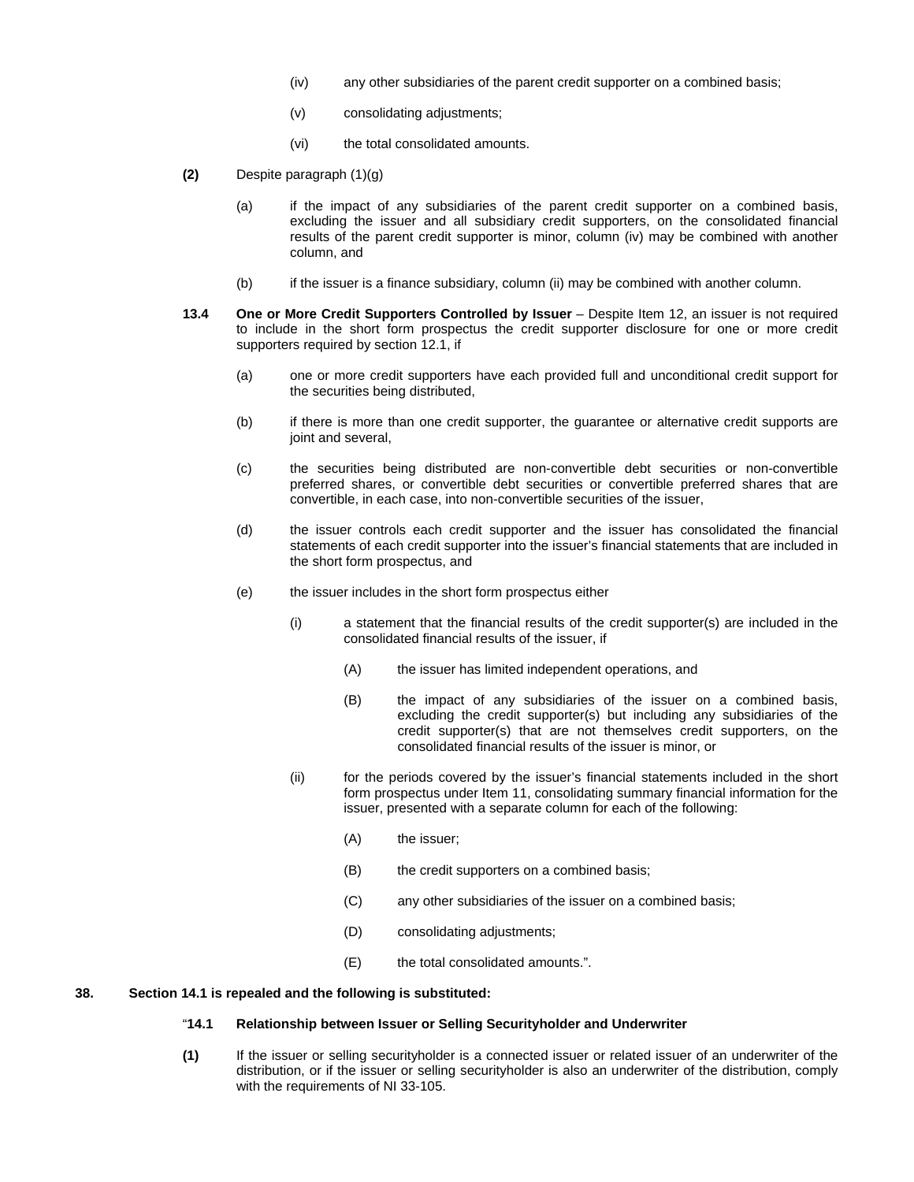(iv) any other subsidiaries of the parent credit supporter on a combined basis;

(v) consolidating adjustments;

(vi) the total consolidated amounts.

**(2)** Despite paragraph (1)(g)

(a) if the impact of any subsidiaries of the parent credit supporter on a combined basis, excluding the issuer and all subsidiary credit supporters, on the consolidated financial results of the parent credit supporter is minor, column (iv) may be combined with another column, and

(b) if the issuer is a finance subsidiary, column (ii) may be combined with another column.

**13.4** **One or More Credit Supporters Controlled by Issuer** – Despite Item 12, an issuer is not required to include in the short form prospectus the credit supporter disclosure for one or more credit supporters required by section 12.1, if

(a) one or more credit supporters have each provided full and unconditional credit support for the securities being distributed,

(b) if there is more than one credit supporter, the guarantee or alternative credit supports are joint and several,

(c) the securities being distributed are non-convertible debt securities or non-convertible preferred shares, or convertible debt securities or convertible preferred shares that are convertible, in each case, into non-convertible securities of the issuer,

(d) the issuer controls each credit supporter and the issuer has consolidated the financial statements of each credit supporter into the issuer's financial statements that are included in the short form prospectus, and

(e) the issuer includes in the short form prospectus either

(i) a statement that the financial results of the credit supporter(s) are included in the consolidated financial results of the issuer, if

(A) the issuer has limited independent operations, and

(B) the impact of any subsidiaries of the issuer on a combined basis, excluding the credit supporter(s) but including any subsidiaries of the credit supporter(s) that are not themselves credit supporters, on the consolidated financial results of the issuer is minor, or

(ii) for the periods covered by the issuer's financial statements included in the short form prospectus under Item 11, consolidating summary financial information for the issuer, presented with a separate column for each of the following:

(A) the issuer;

(B) the credit supporters on a combined basis;

(C) any other subsidiaries of the issuer on a combined basis;

(D) consolidating adjustments;

(E) the total consolidated amounts.".

**38. Section 14.1 is repealed and the following is substituted:**

"**14.1** **Relationship between Issuer or Selling Securityholder and Underwriter**

**(1)** If the issuer or selling securityholder is a connected issuer or related issuer of an underwriter of the distribution, or if the issuer or selling securityholder is also an underwriter of the distribution, comply with the requirements of NI 33-105.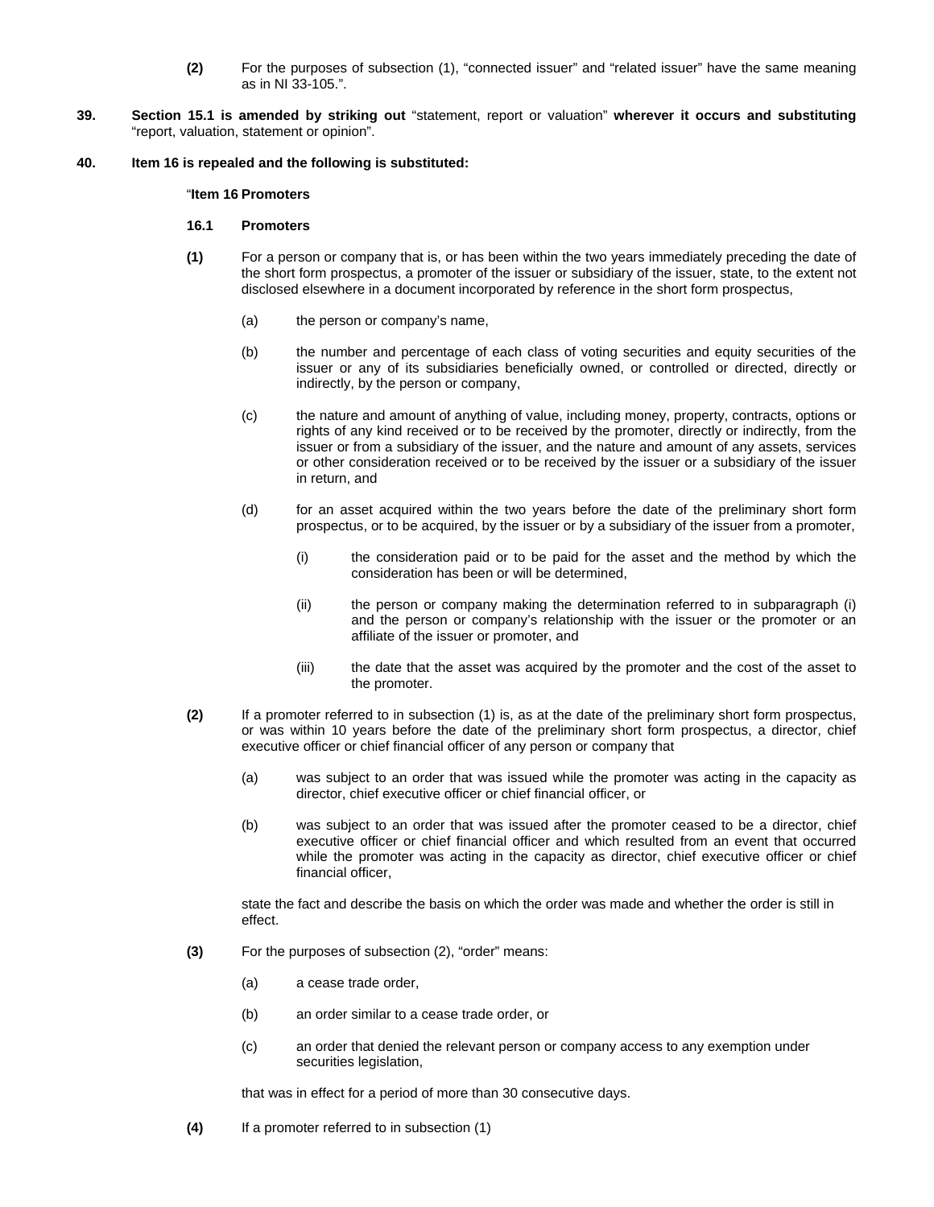**(2)** For the purposes of subsection (1), “connected issuer” and “related issuer” have the same meaning as in NI 33-105.”.

**39.** **Section 15.1 is amended by striking out** “statement, report or valuation” **wherever it occurs and substituting** “report, valuation, statement or opinion”.

**40.** **Item 16 is repealed and the following is substituted:**

“**Item 16 Promoters**

**16.1 Promoters**

**(1)** For a person or company that is, or has been within the two years immediately preceding the date of the short form prospectus, a promoter of the issuer or subsidiary of the issuer, state, to the extent not disclosed elsewhere in a document incorporated by reference in the short form prospectus,

(a) the person or company’s name,

(b) the number and percentage of each class of voting securities and equity securities of the issuer or any of its subsidiaries beneficially owned, or controlled or directed, directly or indirectly, by the person or company,

(c) the nature and amount of anything of value, including money, property, contracts, options or rights of any kind received or to be received by the promoter, directly or indirectly, from the issuer or from a subsidiary of the issuer, and the nature and amount of any assets, services or other consideration received or to be received by the issuer or a subsidiary of the issuer in return, and

(d) for an asset acquired within the two years before the date of the preliminary short form prospectus, or to be acquired, by the issuer or by a subsidiary of the issuer from a promoter,

(i) the consideration paid or to be paid for the asset and the method by which the consideration has been or will be determined,

(ii) the person or company making the determination referred to in subparagraph (i) and the person or company’s relationship with the issuer or the promoter or an affiliate of the issuer or promoter, and

(iii) the date that the asset was acquired by the promoter and the cost of the asset to the promoter.

**(2)** If a promoter referred to in subsection (1) is, as at the date of the preliminary short form prospectus, or was within 10 years before the date of the preliminary short form prospectus, a director, chief executive officer or chief financial officer of any person or company that

(a) was subject to an order that was issued while the promoter was acting in the capacity as director, chief executive officer or chief financial officer, or

(b) was subject to an order that was issued after the promoter ceased to be a director, chief executive officer or chief financial officer and which resulted from an event that occurred while the promoter was acting in the capacity as director, chief executive officer or chief financial officer,

state the fact and describe the basis on which the order was made and whether the order is still in effect.

**(3)** For the purposes of subsection (2), “order” means:

(a) a cease trade order,

(b) an order similar to a cease trade order, or

(c) an order that denied the relevant person or company access to any exemption under securities legislation,

that was in effect for a period of more than 30 consecutive days.

**(4)** If a promoter referred to in subsection (1)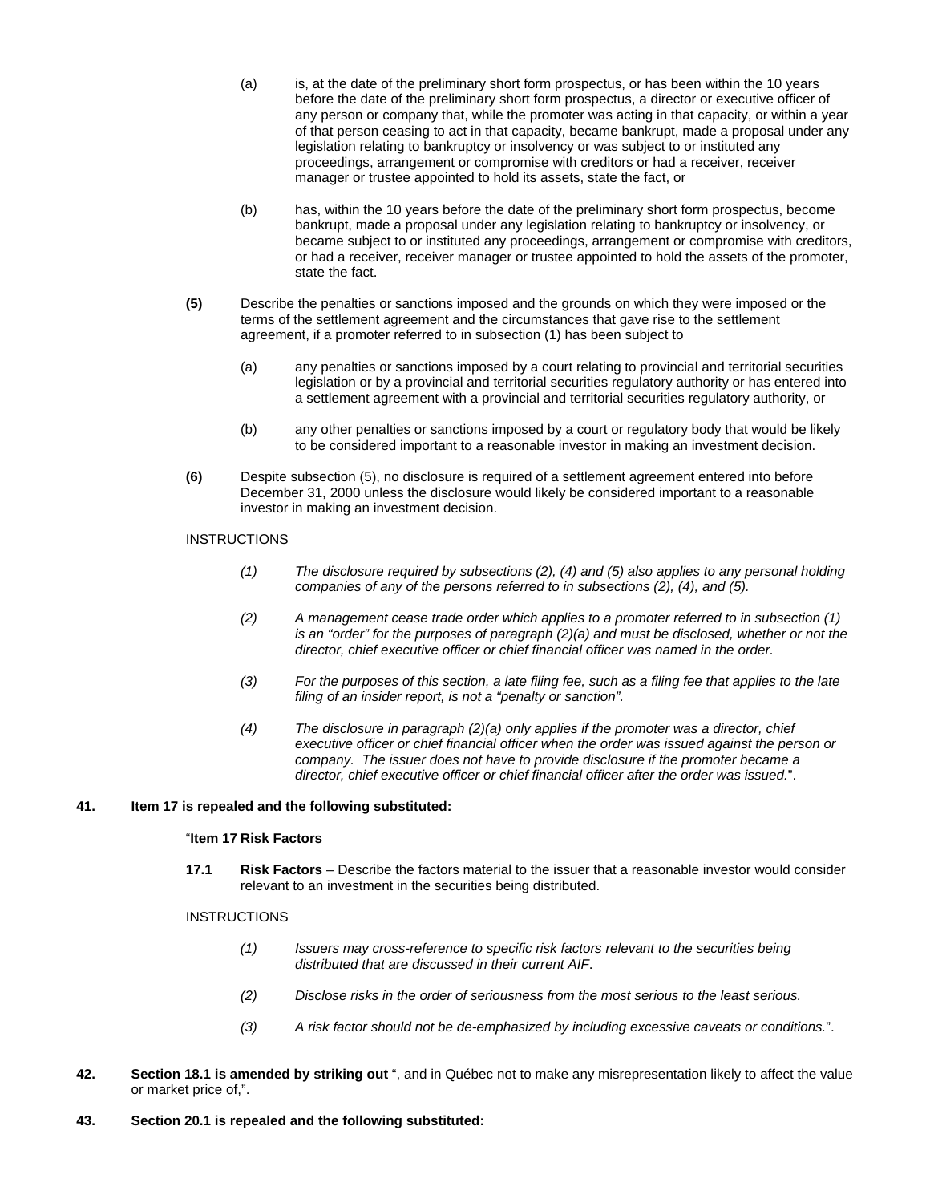(a) is, at the date of the preliminary short form prospectus, or has been within the 10 years before the date of the preliminary short form prospectus, a director or executive officer of any person or company that, while the promoter was acting in that capacity, or within a year of that person ceasing to act in that capacity, became bankrupt, made a proposal under any legislation relating to bankruptcy or insolvency or was subject to or instituted any proceedings, arrangement or compromise with creditors or had a receiver, receiver manager or trustee appointed to hold its assets, state the fact, or

(b) has, within the 10 years before the date of the preliminary short form prospectus, become bankrupt, made a proposal under any legislation relating to bankruptcy or insolvency, or became subject to or instituted any proceedings, arrangement or compromise with creditors, or had a receiver, receiver manager or trustee appointed to hold the assets of the promoter, state the fact.

**(5)** Describe the penalties or sanctions imposed and the grounds on which they were imposed or the terms of the settlement agreement and the circumstances that gave rise to the settlement agreement, if a promoter referred to in subsection (1) has been subject to

(a) any penalties or sanctions imposed by a court relating to provincial and territorial securities legislation or by a provincial and territorial securities regulatory authority or has entered into a settlement agreement with a provincial and territorial securities regulatory authority, or

(b) any other penalties or sanctions imposed by a court or regulatory body that would be likely to be considered important to a reasonable investor in making an investment decision.

**(6)** Despite subsection (5), no disclosure is required of a settlement agreement entered into before December 31, 2000 unless the disclosure would likely be considered important to a reasonable investor in making an investment decision.

INSTRUCTIONS

*(1) The disclosure required by subsections (2), (4) and (5) also applies to any personal holding companies of any of the persons referred to in subsections (2), (4), and (5).*

*(2) A management cease trade order which applies to a promoter referred to in subsection (1) is an "order" for the purposes of paragraph (2)(a) and must be disclosed, whether or not the director, chief executive officer or chief financial officer was named in the order.*

*(3) For the purposes of this section, a late filing fee, such as a filing fee that applies to the late filing of an insider report, is not a "penalty or sanction".*

*(4) The disclosure in paragraph (2)(a) only applies if the promoter was a director, chief executive officer or chief financial officer when the order was issued against the person or company. The issuer does not have to provide disclosure if the promoter became a director, chief executive officer or chief financial officer after the order was issued.*".

**41. Item 17 is repealed and the following substituted:**

"**Item 17 Risk Factors**

**17.1 Risk Factors** – Describe the factors material to the issuer that a reasonable investor would consider relevant to an investment in the securities being distributed.

INSTRUCTIONS

*(1) Issuers may cross-reference to specific risk factors relevant to the securities being distributed that are discussed in their current AIF.*

*(2) Disclose risks in the order of seriousness from the most serious to the least serious.*

*(3) A risk factor should not be de-emphasized by including excessive caveats or conditions.*".

**42. Section 18.1 is amended by striking out** ", and in Québec not to make any misrepresentation likely to affect the value or market price of,".

**43. Section 20.1 is repealed and the following substituted:**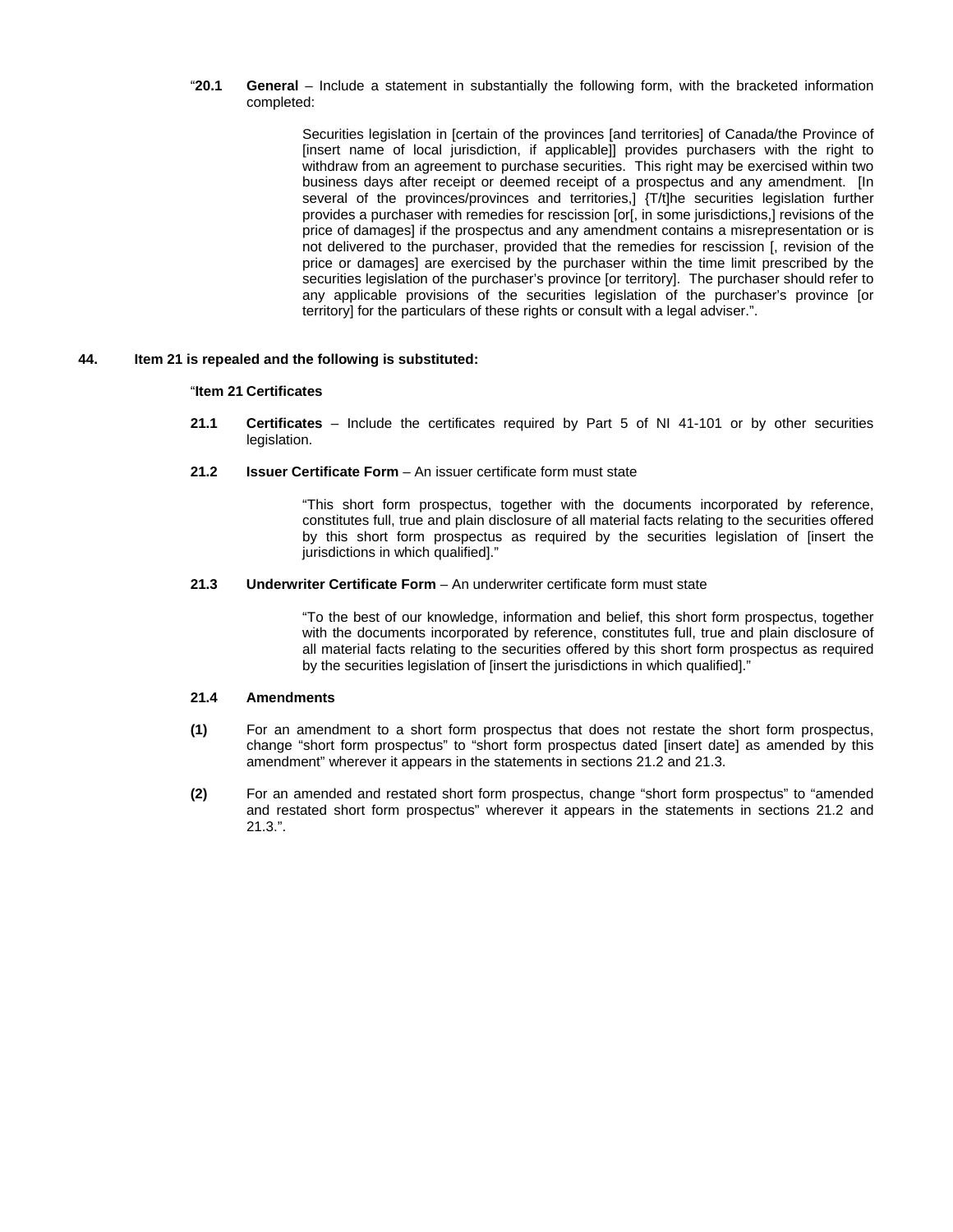"**20.1** **General** – Include a statement in substantially the following form, with the bracketed information completed:

> Securities legislation in [certain of the provinces [and territories] of Canada/the Province of [insert name of local jurisdiction, if applicable]] provides purchasers with the right to withdraw from an agreement to purchase securities. This right may be exercised within two business days after receipt or deemed receipt of a prospectus and any amendment. [In several of the provinces/provinces and territories,] {T/t]he securities legislation further provides a purchaser with remedies for rescission [or[, in some jurisdictions,] revisions of the price of damages] if the prospectus and any amendment contains a misrepresentation or is not delivered to the purchaser, provided that the remedies for rescission [, revision of the price or damages] are exercised by the purchaser within the time limit prescribed by the securities legislation of the purchaser's province [or territory]. The purchaser should refer to any applicable provisions of the securities legislation of the purchaser's province [or territory] for the particulars of these rights or consult with a legal adviser.".

**44. Item 21 is repealed and the following is substituted:**

"**Item 21 Certificates**

**21.1** **Certificates** – Include the certificates required by Part 5 of NI 41-101 or by other securities legislation.

**21.2** **Issuer Certificate Form** – An issuer certificate form must state

> "This short form prospectus, together with the documents incorporated by reference, constitutes full, true and plain disclosure of all material facts relating to the securities offered by this short form prospectus as required by the securities legislation of [insert the jurisdictions in which qualified]."

**21.3** **Underwriter Certificate Form** – An underwriter certificate form must state

> "To the best of our knowledge, information and belief, this short form prospectus, together with the documents incorporated by reference, constitutes full, true and plain disclosure of all material facts relating to the securities offered by this short form prospectus as required by the securities legislation of [insert the jurisdictions in which qualified]."

**21.4** **Amendments**

**(1)** For an amendment to a short form prospectus that does not restate the short form prospectus, change "short form prospectus" to "short form prospectus dated [insert date] as amended by this amendment" wherever it appears in the statements in sections 21.2 and 21.3.

**(2)** For an amended and restated short form prospectus, change "short form prospectus" to "amended and restated short form prospectus" wherever it appears in the statements in sections 21.2 and 21.3.".